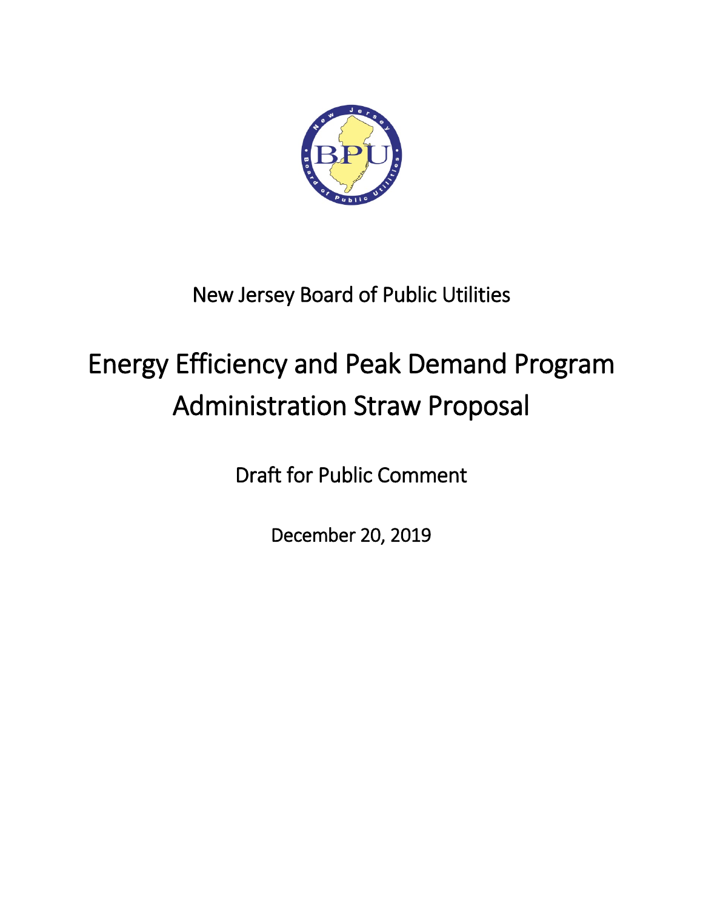New Jersey Board of Public Utilities

# Energy Efficiency and Peak Demand Program Administration Straw Proposal

Draft for Public Comment

December 20, 2019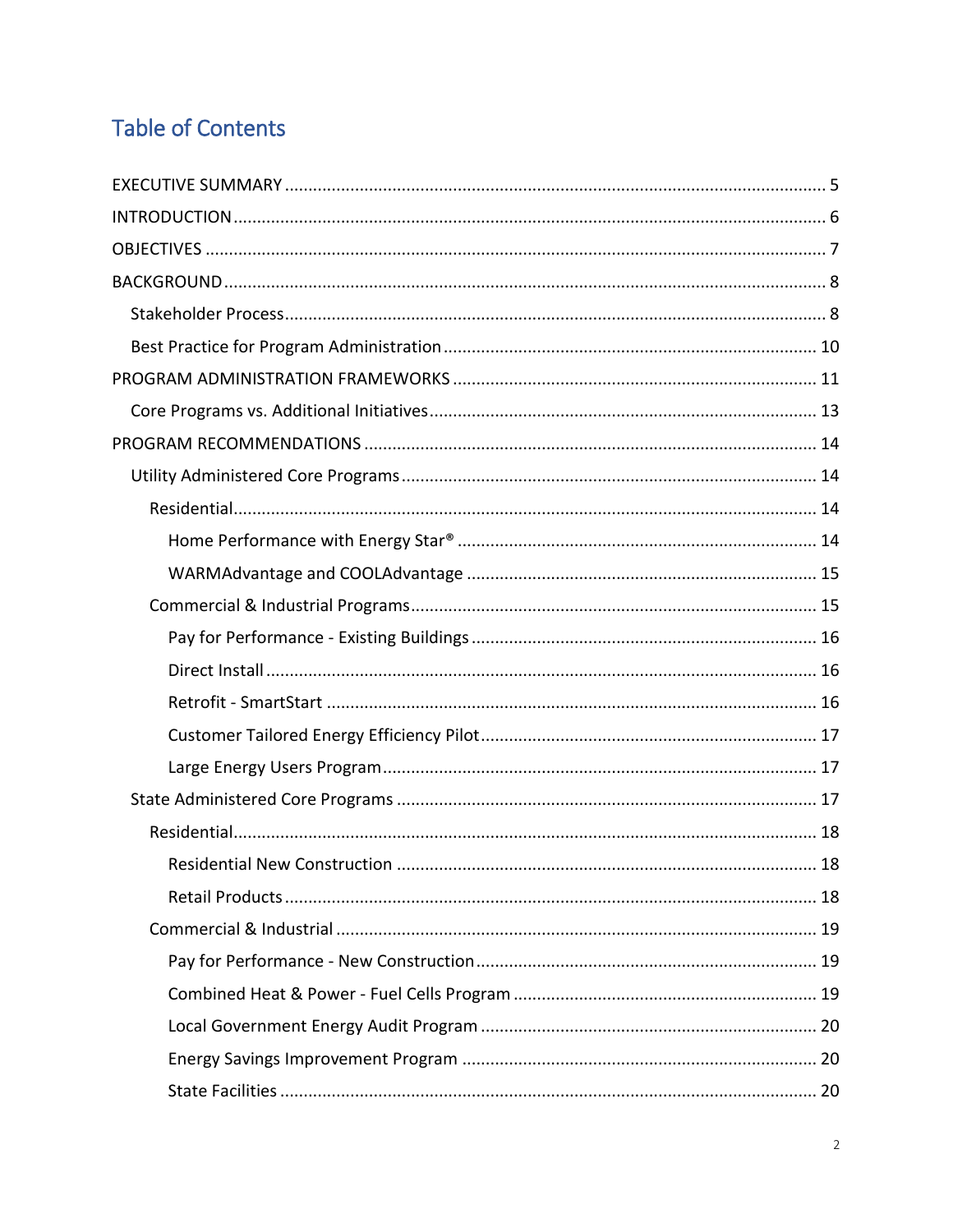# Table of Contents

EXECUTIVE SUMMARY ..... 5
INTRODUCTION ..... 6
OBJECTIVES ..... 7
BACKGROUND ..... 8
- Stakeholder Process ..... 8
- Best Practice for Program Administration ..... 10

PROGRAM ADMINISTRATION FRAMEWORKS ..... 11
- Core Programs vs. Additional Initiatives ..... 13

PROGRAM RECOMMENDATIONS ..... 14
- Utility Administered Core Programs ..... 14
  - Residential ..... 14
    - Home Performance with Energy Star® ..... 14
    - WARMAdvantage and COOLAdvantage ..... 15
  - Commercial & Industrial Programs ..... 15
    - Pay for Performance - Existing Buildings ..... 16
    - Direct Install ..... 16
    - Retrofit - SmartStart ..... 16
    - Customer Tailored Energy Efficiency Pilot ..... 17
    - Large Energy Users Program ..... 17
- State Administered Core Programs ..... 17
  - Residential ..... 18
    - Residential New Construction ..... 18
    - Retail Products ..... 18
  - Commercial & Industrial ..... 19
    - Pay for Performance - New Construction ..... 19
    - Combined Heat & Power - Fuel Cells Program ..... 19
    - Local Government Energy Audit Program ..... 20
    - Energy Savings Improvement Program ..... 20
    - State Facilities ..... 20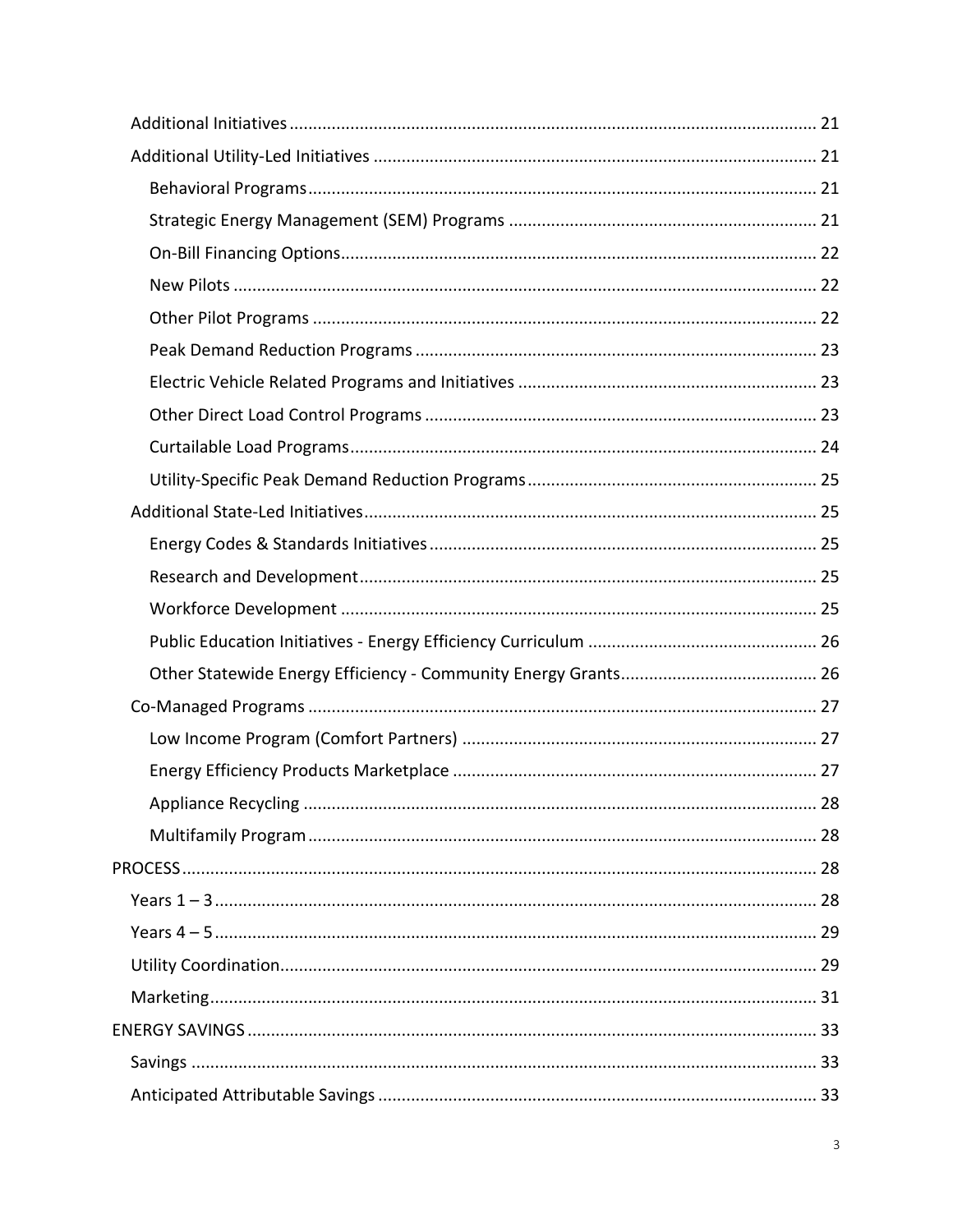- Additional Initiatives ................................................................................................................ 21
- Additional Utility-Led Initiatives .............................................................................................. 21
  - Behavioral Programs............................................................................................................ 21
  - Strategic Energy Management (SEM) Programs ................................................................. 21
  - On-Bill Financing Options..................................................................................................... 22
  - New Pilots ............................................................................................................................ 22
  - Other Pilot Programs ........................................................................................................... 22
  - Peak Demand Reduction Programs ..................................................................................... 23
  - Electric Vehicle Related Programs and Initiatives ............................................................... 23
  - Other Direct Load Control Programs ................................................................................... 23
  - Curtailable Load Programs................................................................................................... 24
  - Utility-Specific Peak Demand Reduction Programs............................................................. 25
- Additional State-Led Initiatives................................................................................................ 25
  - Energy Codes & Standards Initiatives.................................................................................. 25
  - Research and Development................................................................................................. 25
  - Workforce Development ..................................................................................................... 25
  - Public Education Initiatives - Energy Efficiency Curriculum ................................................ 26
  - Other Statewide Energy Efficiency - Community Energy Grants.......................................... 26
- Co-Managed Programs ............................................................................................................ 27
  - Low Income Program (Comfort Partners) ........................................................................... 27
  - Energy Efficiency Products Marketplace ............................................................................. 27
  - Appliance Recycling ............................................................................................................. 28
  - Multifamily Program............................................................................................................ 28

PROCESS....................................................................................................................................... 28

- Years 1 – 3................................................................................................................................ 28
- Years 4 – 5................................................................................................................................ 29
- Utility Coordination.................................................................................................................. 29
- Marketing................................................................................................................................. 31

ENERGY SAVINGS ......................................................................................................................... 33

- Savings ..................................................................................................................................... 33
- Anticipated Attributable Savings ............................................................................................. 33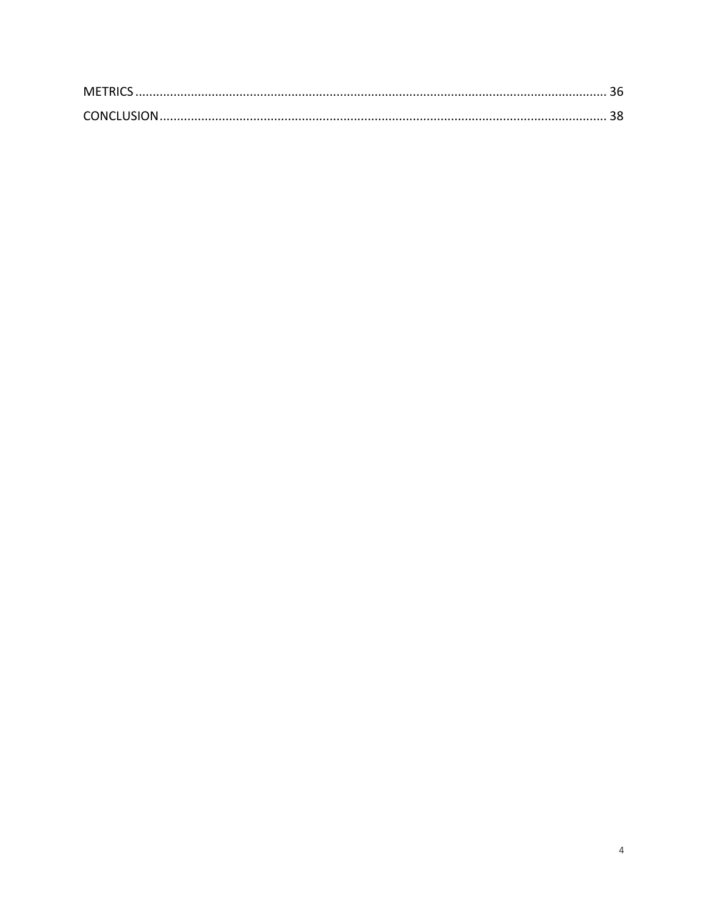METRICS ........................................................................................................................................ 36

CONCLUSION ................................................................................................................................ 38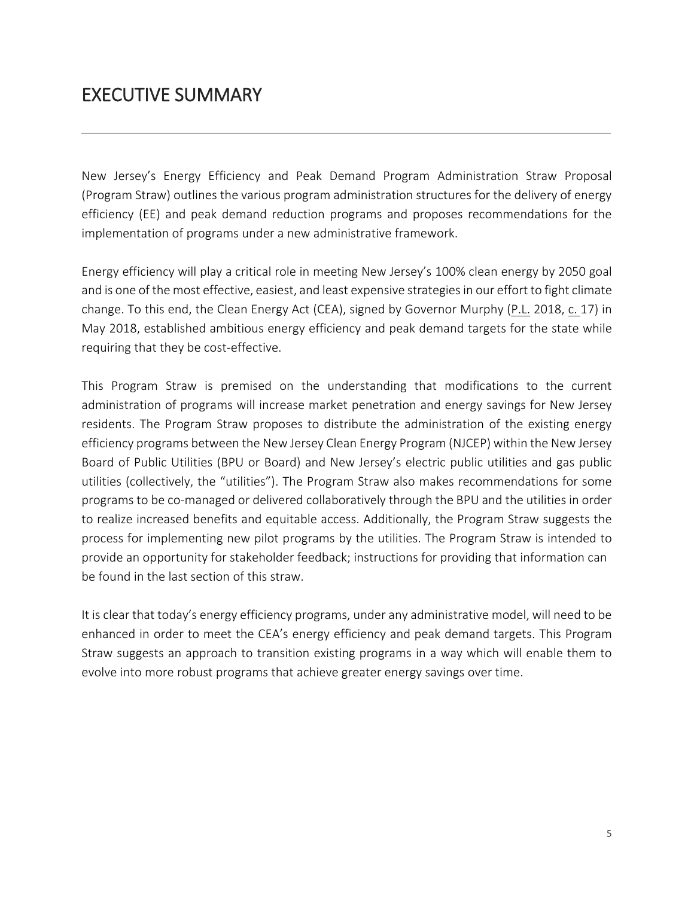# EXECUTIVE SUMMARY

New Jersey's Energy Efficiency and Peak Demand Program Administration Straw Proposal (Program Straw) outlines the various program administration structures for the delivery of energy efficiency (EE) and peak demand reduction programs and proposes recommendations for the implementation of programs under a new administrative framework.

Energy efficiency will play a critical role in meeting New Jersey's 100% clean energy by 2050 goal and is one of the most effective, easiest, and least expensive strategies in our effort to fight climate change. To this end, the Clean Energy Act (CEA), signed by Governor Murphy (P.L. 2018, c. 17) in May 2018, established ambitious energy efficiency and peak demand targets for the state while requiring that they be cost-effective.

This Program Straw is premised on the understanding that modifications to the current administration of programs will increase market penetration and energy savings for New Jersey residents. The Program Straw proposes to distribute the administration of the existing energy efficiency programs between the New Jersey Clean Energy Program (NJCEP) within the New Jersey Board of Public Utilities (BPU or Board) and New Jersey's electric public utilities and gas public utilities (collectively, the "utilities"). The Program Straw also makes recommendations for some programs to be co-managed or delivered collaboratively through the BPU and the utilities in order to realize increased benefits and equitable access. Additionally, the Program Straw suggests the process for implementing new pilot programs by the utilities. The Program Straw is intended to provide an opportunity for stakeholder feedback; instructions for providing that information can be found in the last section of this straw.

It is clear that today's energy efficiency programs, under any administrative model, will need to be enhanced in order to meet the CEA's energy efficiency and peak demand targets. This Program Straw suggests an approach to transition existing programs in a way which will enable them to evolve into more robust programs that achieve greater energy savings over time.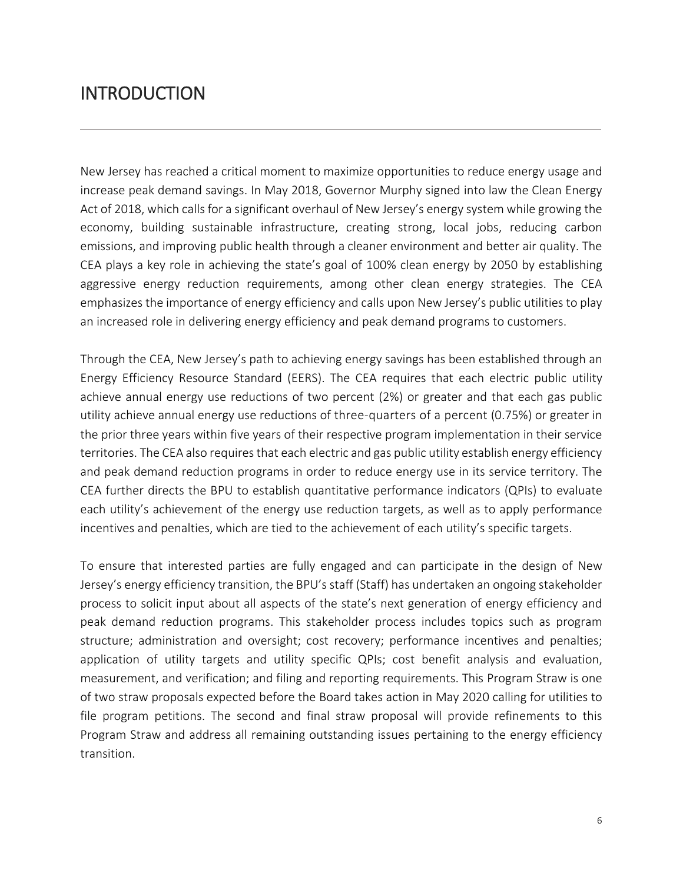# INTRODUCTION

New Jersey has reached a critical moment to maximize opportunities to reduce energy usage and increase peak demand savings. In May 2018, Governor Murphy signed into law the Clean Energy Act of 2018, which calls for a significant overhaul of New Jersey's energy system while growing the economy, building sustainable infrastructure, creating strong, local jobs, reducing carbon emissions, and improving public health through a cleaner environment and better air quality. The CEA plays a key role in achieving the state's goal of 100% clean energy by 2050 by establishing aggressive energy reduction requirements, among other clean energy strategies. The CEA emphasizes the importance of energy efficiency and calls upon New Jersey's public utilities to play an increased role in delivering energy efficiency and peak demand programs to customers.

Through the CEA, New Jersey's path to achieving energy savings has been established through an Energy Efficiency Resource Standard (EERS). The CEA requires that each electric public utility achieve annual energy use reductions of two percent (2%) or greater and that each gas public utility achieve annual energy use reductions of three-quarters of a percent (0.75%) or greater in the prior three years within five years of their respective program implementation in their service territories. The CEA also requires that each electric and gas public utility establish energy efficiency and peak demand reduction programs in order to reduce energy use in its service territory. The CEA further directs the BPU to establish quantitative performance indicators (QPIs) to evaluate each utility's achievement of the energy use reduction targets, as well as to apply performance incentives and penalties, which are tied to the achievement of each utility's specific targets.

To ensure that interested parties are fully engaged and can participate in the design of New Jersey's energy efficiency transition, the BPU's staff (Staff) has undertaken an ongoing stakeholder process to solicit input about all aspects of the state's next generation of energy efficiency and peak demand reduction programs. This stakeholder process includes topics such as program structure; administration and oversight; cost recovery; performance incentives and penalties; application of utility targets and utility specific QPIs; cost benefit analysis and evaluation, measurement, and verification; and filing and reporting requirements. This Program Straw is one of two straw proposals expected before the Board takes action in May 2020 calling for utilities to file program petitions. The second and final straw proposal will provide refinements to this Program Straw and address all remaining outstanding issues pertaining to the energy efficiency transition.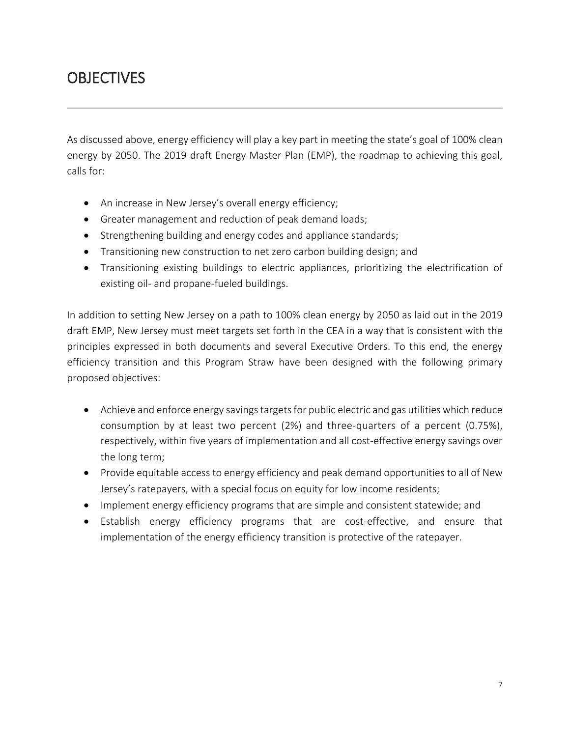# OBJECTIVES

As discussed above, energy efficiency will play a key part in meeting the state's goal of 100% clean energy by 2050. The 2019 draft Energy Master Plan (EMP), the roadmap to achieving this goal, calls for:

- An increase in New Jersey's overall energy efficiency;
- Greater management and reduction of peak demand loads;
- Strengthening building and energy codes and appliance standards;
- Transitioning new construction to net zero carbon building design; and
- Transitioning existing buildings to electric appliances, prioritizing the electrification of existing oil- and propane-fueled buildings.

In addition to setting New Jersey on a path to 100% clean energy by 2050 as laid out in the 2019 draft EMP, New Jersey must meet targets set forth in the CEA in a way that is consistent with the principles expressed in both documents and several Executive Orders. To this end, the energy efficiency transition and this Program Straw have been designed with the following primary proposed objectives:

- Achieve and enforce energy savings targets for public electric and gas utilities which reduce consumption by at least two percent (2%) and three-quarters of a percent (0.75%), respectively, within five years of implementation and all cost-effective energy savings over the long term;
- Provide equitable access to energy efficiency and peak demand opportunities to all of New Jersey's ratepayers, with a special focus on equity for low income residents;
- Implement energy efficiency programs that are simple and consistent statewide; and
- Establish energy efficiency programs that are cost-effective, and ensure that implementation of the energy efficiency transition is protective of the ratepayer.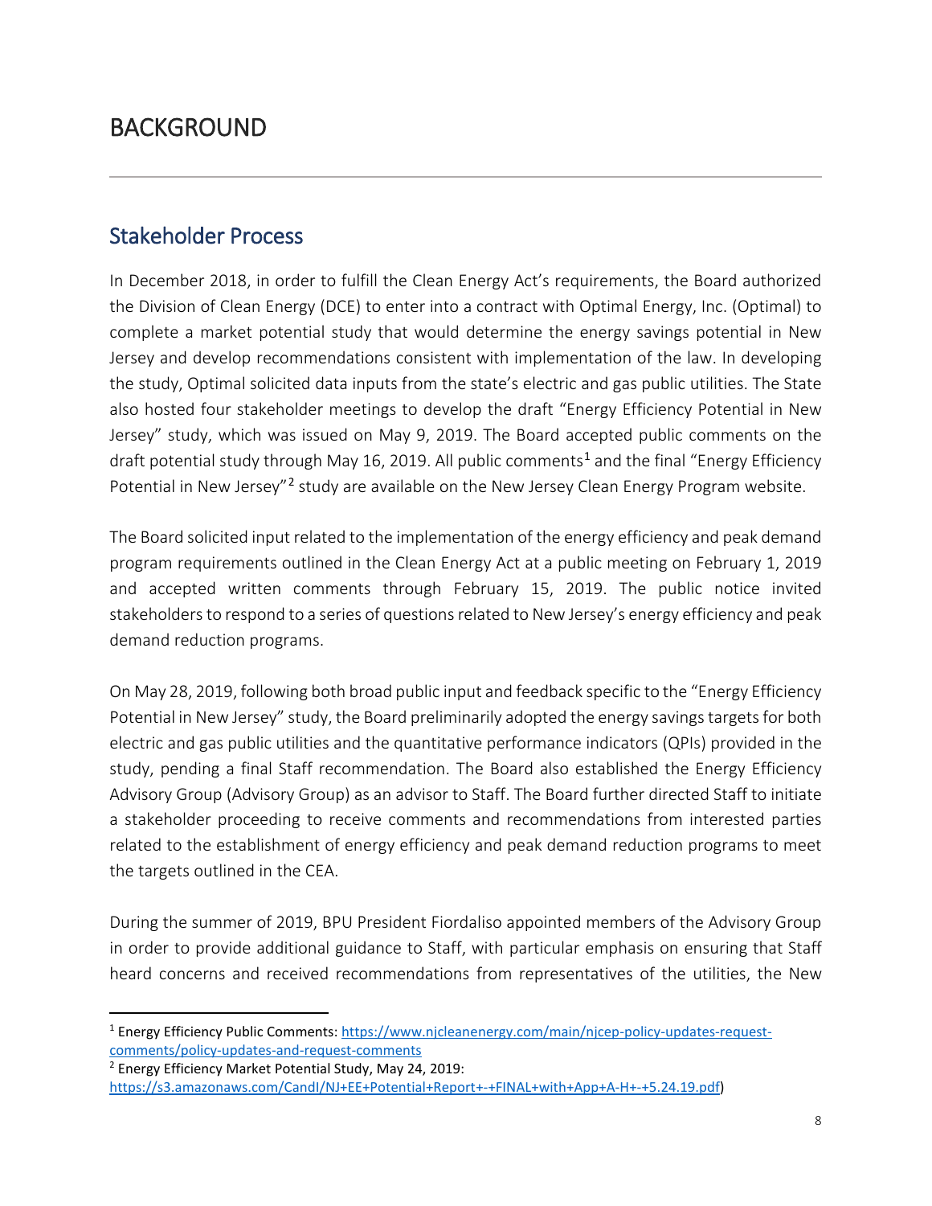# BACKGROUND

## Stakeholder Process

In December 2018, in order to fulfill the Clean Energy Act's requirements, the Board authorized the Division of Clean Energy (DCE) to enter into a contract with Optimal Energy, Inc. (Optimal) to complete a market potential study that would determine the energy savings potential in New Jersey and develop recommendations consistent with implementation of the law. In developing the study, Optimal solicited data inputs from the state's electric and gas public utilities. The State also hosted four stakeholder meetings to develop the draft "Energy Efficiency Potential in New Jersey" study, which was issued on May 9, 2019. The Board accepted public comments on the draft potential study through May 16, 2019. All public comments[1] and the final "Energy Efficiency Potential in New Jersey"[2] study are available on the New Jersey Clean Energy Program website.

The Board solicited input related to the implementation of the energy efficiency and peak demand program requirements outlined in the Clean Energy Act at a public meeting on February 1, 2019 and accepted written comments through February 15, 2019. The public notice invited stakeholders to respond to a series of questions related to New Jersey's energy efficiency and peak demand reduction programs.

On May 28, 2019, following both broad public input and feedback specific to the "Energy Efficiency Potential in New Jersey" study, the Board preliminarily adopted the energy savings targets for both electric and gas public utilities and the quantitative performance indicators (QPIs) provided in the study, pending a final Staff recommendation. The Board also established the Energy Efficiency Advisory Group (Advisory Group) as an advisor to Staff. The Board further directed Staff to initiate a stakeholder proceeding to receive comments and recommendations from interested parties related to the establishment of energy efficiency and peak demand reduction programs to meet the targets outlined in the CEA.

During the summer of 2019, BPU President Fiordaliso appointed members of the Advisory Group in order to provide additional guidance to Staff, with particular emphasis on ensuring that Staff heard concerns and received recommendations from representatives of the utilities, the New

---

[1] Energy Efficiency Public Comments: https://www.njcleanenergy.com/main/njcep-policy-updates-request-comments/policy-updates-and-request-comments

[2] Energy Efficiency Market Potential Study, May 24, 2019: https://s3.amazonaws.com/CandI/NJ+EE+Potential+Report+-+FINAL+with+App+A-H+-+5.24.19.pdf)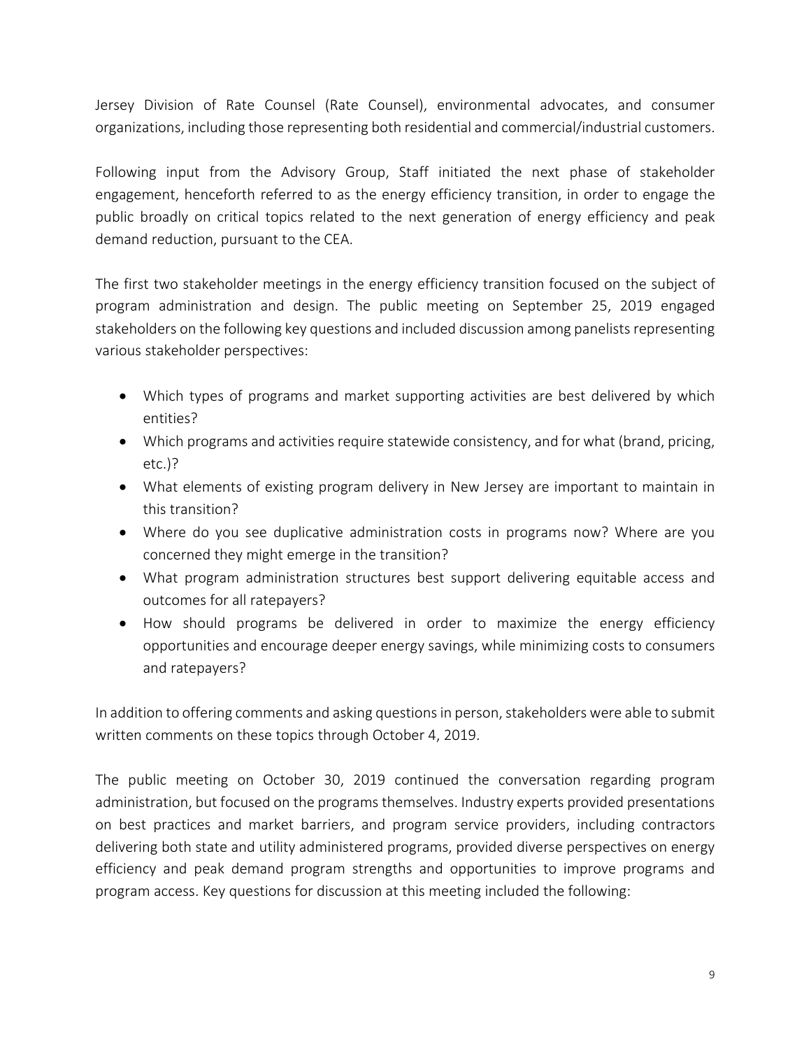Jersey Division of Rate Counsel (Rate Counsel), environmental advocates, and consumer organizations, including those representing both residential and commercial/industrial customers.

Following input from the Advisory Group, Staff initiated the next phase of stakeholder engagement, henceforth referred to as the energy efficiency transition, in order to engage the public broadly on critical topics related to the next generation of energy efficiency and peak demand reduction, pursuant to the CEA.

The first two stakeholder meetings in the energy efficiency transition focused on the subject of program administration and design. The public meeting on September 25, 2019 engaged stakeholders on the following key questions and included discussion among panelists representing various stakeholder perspectives:

- Which types of programs and market supporting activities are best delivered by which entities?
- Which programs and activities require statewide consistency, and for what (brand, pricing, etc.)?
- What elements of existing program delivery in New Jersey are important to maintain in this transition?
- Where do you see duplicative administration costs in programs now? Where are you concerned they might emerge in the transition?
- What program administration structures best support delivering equitable access and outcomes for all ratepayers?
- How should programs be delivered in order to maximize the energy efficiency opportunities and encourage deeper energy savings, while minimizing costs to consumers and ratepayers?

In addition to offering comments and asking questions in person, stakeholders were able to submit written comments on these topics through October 4, 2019.

The public meeting on October 30, 2019 continued the conversation regarding program administration, but focused on the programs themselves. Industry experts provided presentations on best practices and market barriers, and program service providers, including contractors delivering both state and utility administered programs, provided diverse perspectives on energy efficiency and peak demand program strengths and opportunities to improve programs and program access. Key questions for discussion at this meeting included the following: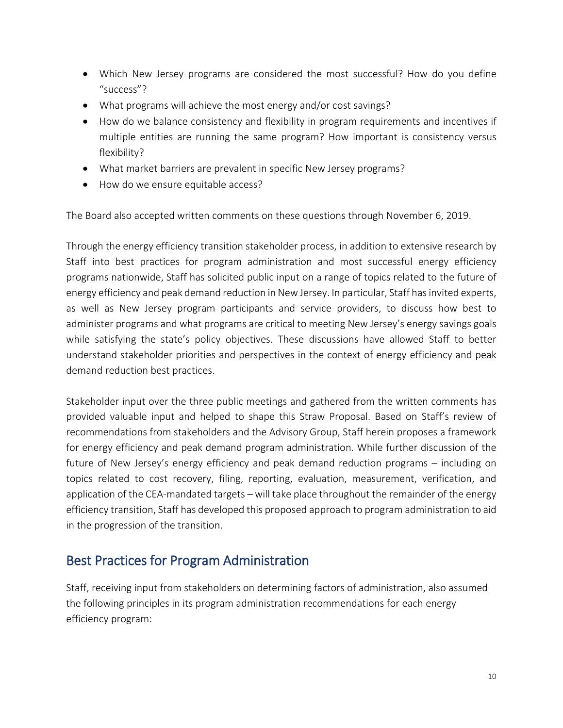- Which New Jersey programs are considered the most successful? How do you define "success"?
- What programs will achieve the most energy and/or cost savings?
- How do we balance consistency and flexibility in program requirements and incentives if multiple entities are running the same program? How important is consistency versus flexibility?
- What market barriers are prevalent in specific New Jersey programs?
- How do we ensure equitable access?

The Board also accepted written comments on these questions through November 6, 2019.

Through the energy efficiency transition stakeholder process, in addition to extensive research by Staff into best practices for program administration and most successful energy efficiency programs nationwide, Staff has solicited public input on a range of topics related to the future of energy efficiency and peak demand reduction in New Jersey. In particular, Staff has invited experts, as well as New Jersey program participants and service providers, to discuss how best to administer programs and what programs are critical to meeting New Jersey's energy savings goals while satisfying the state's policy objectives. These discussions have allowed Staff to better understand stakeholder priorities and perspectives in the context of energy efficiency and peak demand reduction best practices.

Stakeholder input over the three public meetings and gathered from the written comments has provided valuable input and helped to shape this Straw Proposal. Based on Staff's review of recommendations from stakeholders and the Advisory Group, Staff herein proposes a framework for energy efficiency and peak demand program administration. While further discussion of the future of New Jersey's energy efficiency and peak demand reduction programs – including on topics related to cost recovery, filing, reporting, evaluation, measurement, verification, and application of the CEA-mandated targets – will take place throughout the remainder of the energy efficiency transition, Staff has developed this proposed approach to program administration to aid in the progression of the transition.

## Best Practices for Program Administration

Staff, receiving input from stakeholders on determining factors of administration, also assumed the following principles in its program administration recommendations for each energy efficiency program: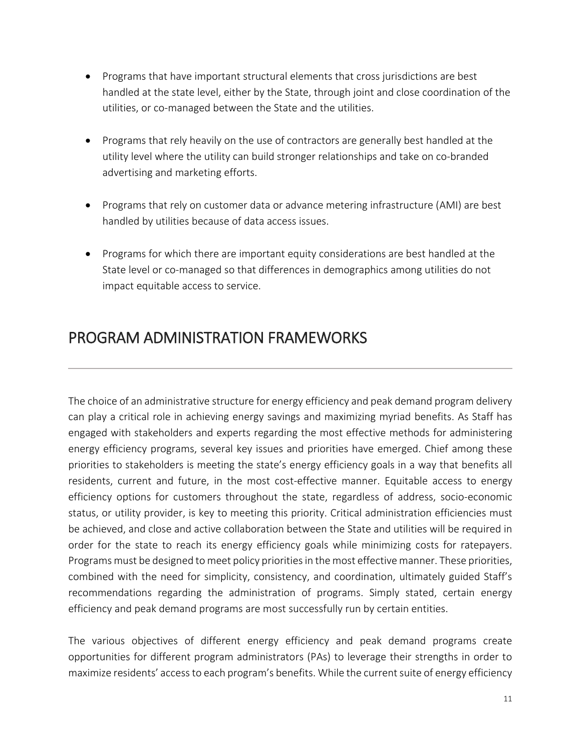- Programs that have important structural elements that cross jurisdictions are best handled at the state level, either by the State, through joint and close coordination of the utilities, or co-managed between the State and the utilities.
- Programs that rely heavily on the use of contractors are generally best handled at the utility level where the utility can build stronger relationships and take on co-branded advertising and marketing efforts.
- Programs that rely on customer data or advance metering infrastructure (AMI) are best handled by utilities because of data access issues.
- Programs for which there are important equity considerations are best handled at the State level or co-managed so that differences in demographics among utilities do not impact equitable access to service.

## PROGRAM ADMINISTRATION FRAMEWORKS

The choice of an administrative structure for energy efficiency and peak demand program delivery can play a critical role in achieving energy savings and maximizing myriad benefits. As Staff has engaged with stakeholders and experts regarding the most effective methods for administering energy efficiency programs, several key issues and priorities have emerged. Chief among these priorities to stakeholders is meeting the state's energy efficiency goals in a way that benefits all residents, current and future, in the most cost-effective manner. Equitable access to energy efficiency options for customers throughout the state, regardless of address, socio-economic status, or utility provider, is key to meeting this priority. Critical administration efficiencies must be achieved, and close and active collaboration between the State and utilities will be required in order for the state to reach its energy efficiency goals while minimizing costs for ratepayers. Programs must be designed to meet policy priorities in the most effective manner. These priorities, combined with the need for simplicity, consistency, and coordination, ultimately guided Staff's recommendations regarding the administration of programs. Simply stated, certain energy efficiency and peak demand programs are most successfully run by certain entities.

The various objectives of different energy efficiency and peak demand programs create opportunities for different program administrators (PAs) to leverage their strengths in order to maximize residents' access to each program's benefits. While the current suite of energy efficiency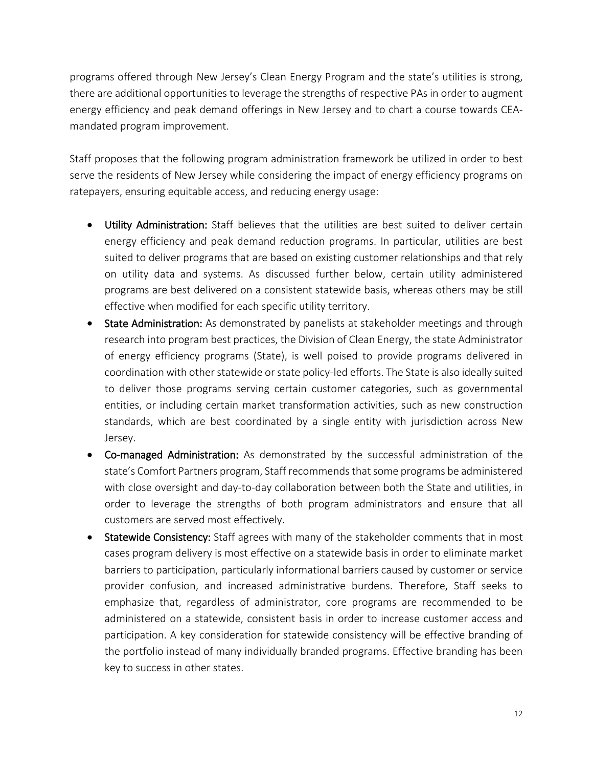programs offered through New Jersey's Clean Energy Program and the state's utilities is strong, there are additional opportunities to leverage the strengths of respective PAs in order to augment energy efficiency and peak demand offerings in New Jersey and to chart a course towards CEA-mandated program improvement.

Staff proposes that the following program administration framework be utilized in order to best serve the residents of New Jersey while considering the impact of energy efficiency programs on ratepayers, ensuring equitable access, and reducing energy usage:

- **Utility Administration:** Staff believes that the utilities are best suited to deliver certain energy efficiency and peak demand reduction programs. In particular, utilities are best suited to deliver programs that are based on existing customer relationships and that rely on utility data and systems. As discussed further below, certain utility administered programs are best delivered on a consistent statewide basis, whereas others may be still effective when modified for each specific utility territory.
- **State Administration:** As demonstrated by panelists at stakeholder meetings and through research into program best practices, the Division of Clean Energy, the state Administrator of energy efficiency programs (State), is well poised to provide programs delivered in coordination with other statewide or state policy-led efforts. The State is also ideally suited to deliver those programs serving certain customer categories, such as governmental entities, or including certain market transformation activities, such as new construction standards, which are best coordinated by a single entity with jurisdiction across New Jersey.
- **Co-managed Administration:** As demonstrated by the successful administration of the state's Comfort Partners program, Staff recommends that some programs be administered with close oversight and day-to-day collaboration between both the State and utilities, in order to leverage the strengths of both program administrators and ensure that all customers are served most effectively.
- **Statewide Consistency:** Staff agrees with many of the stakeholder comments that in most cases program delivery is most effective on a statewide basis in order to eliminate market barriers to participation, particularly informational barriers caused by customer or service provider confusion, and increased administrative burdens. Therefore, Staff seeks to emphasize that, regardless of administrator, core programs are recommended to be administered on a statewide, consistent basis in order to increase customer access and participation. A key consideration for statewide consistency will be effective branding of the portfolio instead of many individually branded programs. Effective branding has been key to success in other states.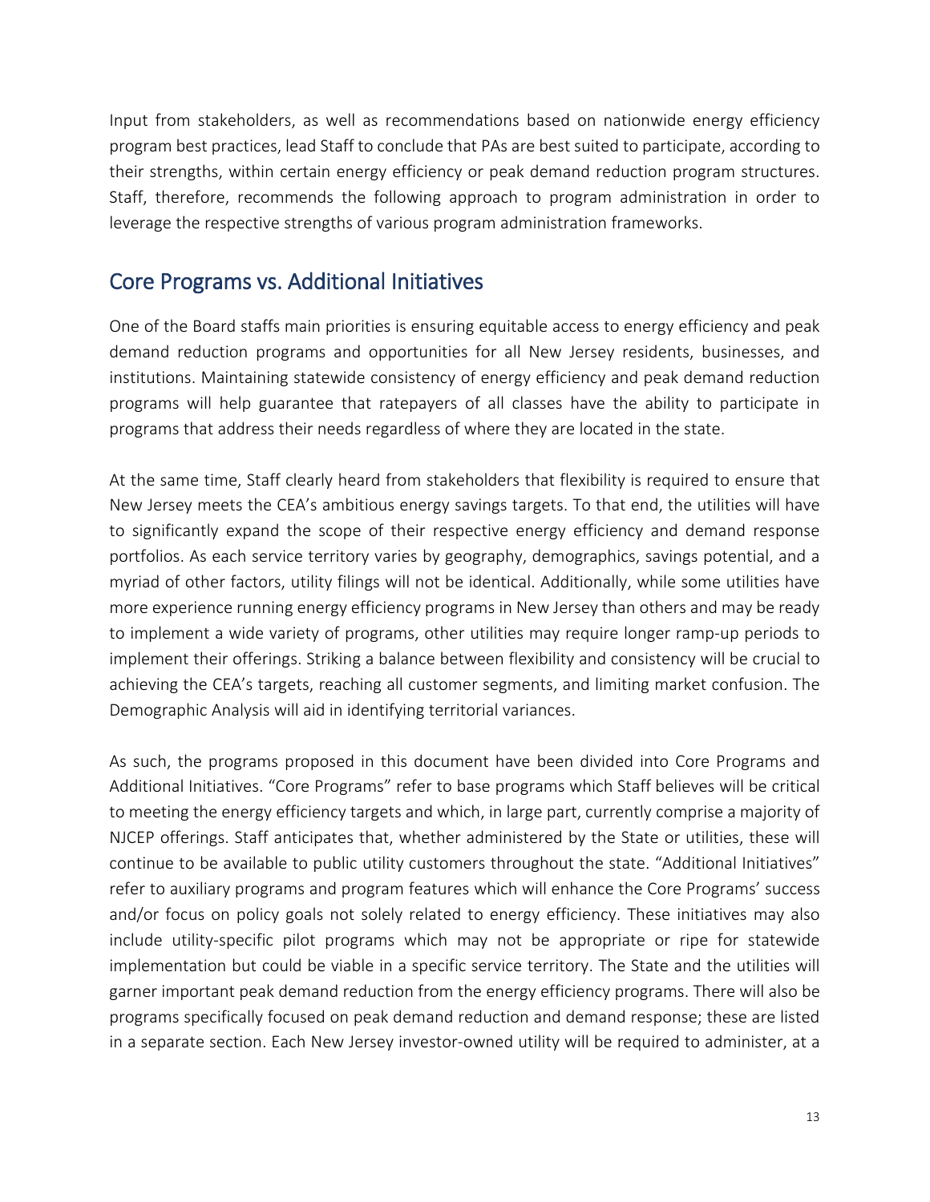Input from stakeholders, as well as recommendations based on nationwide energy efficiency program best practices, lead Staff to conclude that PAs are best suited to participate, according to their strengths, within certain energy efficiency or peak demand reduction program structures. Staff, therefore, recommends the following approach to program administration in order to leverage the respective strengths of various program administration frameworks.

## Core Programs vs. Additional Initiatives

One of the Board staffs main priorities is ensuring equitable access to energy efficiency and peak demand reduction programs and opportunities for all New Jersey residents, businesses, and institutions. Maintaining statewide consistency of energy efficiency and peak demand reduction programs will help guarantee that ratepayers of all classes have the ability to participate in programs that address their needs regardless of where they are located in the state.

At the same time, Staff clearly heard from stakeholders that flexibility is required to ensure that New Jersey meets the CEA's ambitious energy savings targets. To that end, the utilities will have to significantly expand the scope of their respective energy efficiency and demand response portfolios. As each service territory varies by geography, demographics, savings potential, and a myriad of other factors, utility filings will not be identical. Additionally, while some utilities have more experience running energy efficiency programs in New Jersey than others and may be ready to implement a wide variety of programs, other utilities may require longer ramp-up periods to implement their offerings. Striking a balance between flexibility and consistency will be crucial to achieving the CEA's targets, reaching all customer segments, and limiting market confusion. The Demographic Analysis will aid in identifying territorial variances.

As such, the programs proposed in this document have been divided into Core Programs and Additional Initiatives. "Core Programs" refer to base programs which Staff believes will be critical to meeting the energy efficiency targets and which, in large part, currently comprise a majority of NJCEP offerings. Staff anticipates that, whether administered by the State or utilities, these will continue to be available to public utility customers throughout the state. "Additional Initiatives" refer to auxiliary programs and program features which will enhance the Core Programs' success and/or focus on policy goals not solely related to energy efficiency. These initiatives may also include utility-specific pilot programs which may not be appropriate or ripe for statewide implementation but could be viable in a specific service territory. The State and the utilities will garner important peak demand reduction from the energy efficiency programs. There will also be programs specifically focused on peak demand reduction and demand response; these are listed in a separate section. Each New Jersey investor-owned utility will be required to administer, at a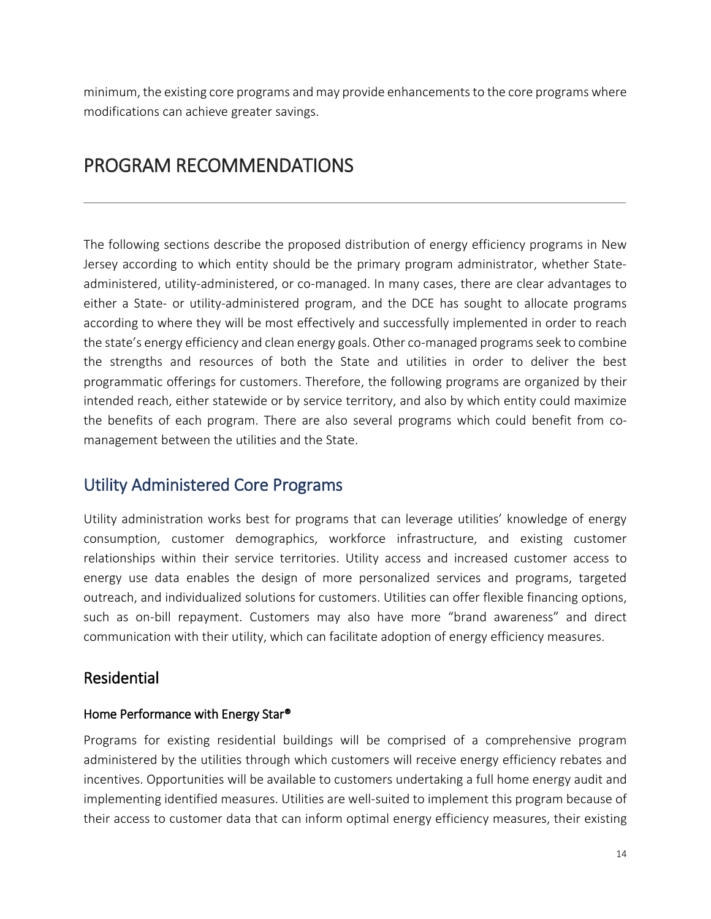minimum, the existing core programs and may provide enhancements to the core programs where modifications can achieve greater savings.

# PROGRAM RECOMMENDATIONS

The following sections describe the proposed distribution of energy efficiency programs in New Jersey according to which entity should be the primary program administrator, whether State-administered, utility-administered, or co-managed. In many cases, there are clear advantages to either a State- or utility-administered program, and the DCE has sought to allocate programs according to where they will be most effectively and successfully implemented in order to reach the state's energy efficiency and clean energy goals. Other co-managed programs seek to combine the strengths and resources of both the State and utilities in order to deliver the best programmatic offerings for customers. Therefore, the following programs are organized by their intended reach, either statewide or by service territory, and also by which entity could maximize the benefits of each program. There are also several programs which could benefit from co-management between the utilities and the State.

## Utility Administered Core Programs

Utility administration works best for programs that can leverage utilities' knowledge of energy consumption, customer demographics, workforce infrastructure, and existing customer relationships within their service territories. Utility access and increased customer access to energy use data enables the design of more personalized services and programs, targeted outreach, and individualized solutions for customers. Utilities can offer flexible financing options, such as on-bill repayment. Customers may also have more "brand awareness" and direct communication with their utility, which can facilitate adoption of energy efficiency measures.

## Residential

#### Home Performance with Energy Star®

Programs for existing residential buildings will be comprised of a comprehensive program administered by the utilities through which customers will receive energy efficiency rebates and incentives. Opportunities will be available to customers undertaking a full home energy audit and implementing identified measures. Utilities are well-suited to implement this program because of their access to customer data that can inform optimal energy efficiency measures, their existing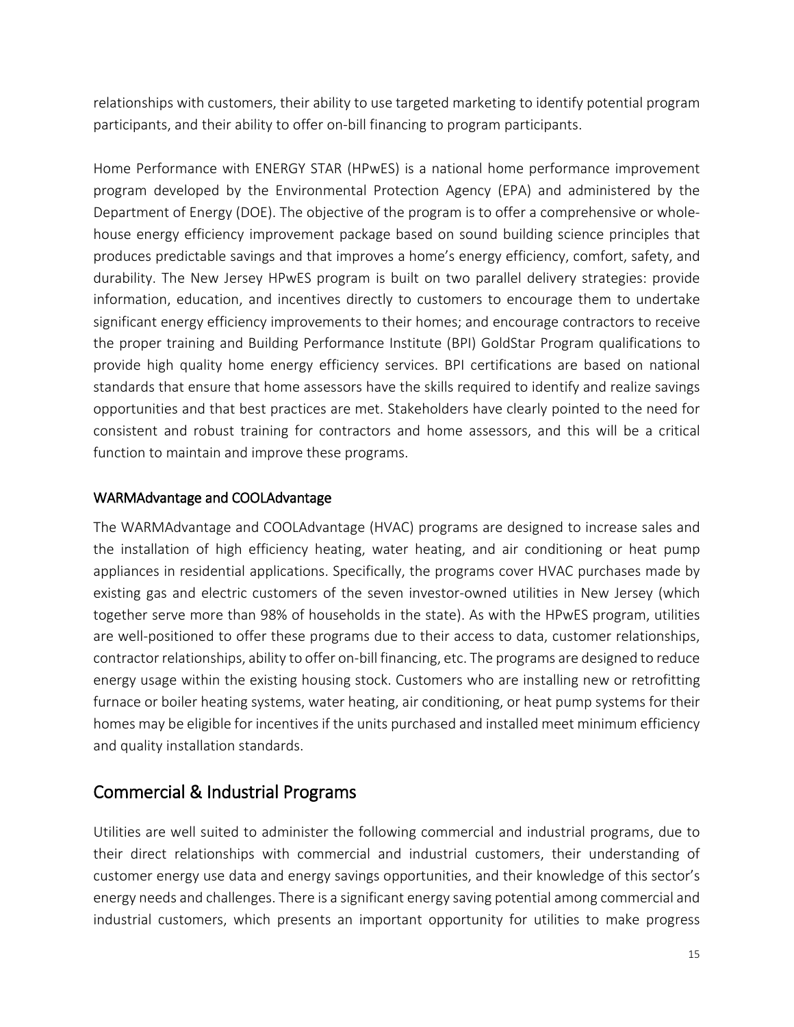relationships with customers, their ability to use targeted marketing to identify potential program participants, and their ability to offer on-bill financing to program participants.

Home Performance with ENERGY STAR (HPwES) is a national home performance improvement program developed by the Environmental Protection Agency (EPA) and administered by the Department of Energy (DOE). The objective of the program is to offer a comprehensive or whole-house energy efficiency improvement package based on sound building science principles that produces predictable savings and that improves a home's energy efficiency, comfort, safety, and durability. The New Jersey HPwES program is built on two parallel delivery strategies: provide information, education, and incentives directly to customers to encourage them to undertake significant energy efficiency improvements to their homes; and encourage contractors to receive the proper training and Building Performance Institute (BPI) GoldStar Program qualifications to provide high quality home energy efficiency services. BPI certifications are based on national standards that ensure that home assessors have the skills required to identify and realize savings opportunities and that best practices are met. Stakeholders have clearly pointed to the need for consistent and robust training for contractors and home assessors, and this will be a critical function to maintain and improve these programs.

### WARMAdvantage and COOLAdvantage

The WARMAdvantage and COOLAdvantage (HVAC) programs are designed to increase sales and the installation of high efficiency heating, water heating, and air conditioning or heat pump appliances in residential applications. Specifically, the programs cover HVAC purchases made by existing gas and electric customers of the seven investor-owned utilities in New Jersey (which together serve more than 98% of households in the state). As with the HPwES program, utilities are well-positioned to offer these programs due to their access to data, customer relationships, contractor relationships, ability to offer on-bill financing, etc. The programs are designed to reduce energy usage within the existing housing stock. Customers who are installing new or retrofitting furnace or boiler heating systems, water heating, air conditioning, or heat pump systems for their homes may be eligible for incentives if the units purchased and installed meet minimum efficiency and quality installation standards.

## Commercial & Industrial Programs

Utilities are well suited to administer the following commercial and industrial programs, due to their direct relationships with commercial and industrial customers, their understanding of customer energy use data and energy savings opportunities, and their knowledge of this sector's energy needs and challenges. There is a significant energy saving potential among commercial and industrial customers, which presents an important opportunity for utilities to make progress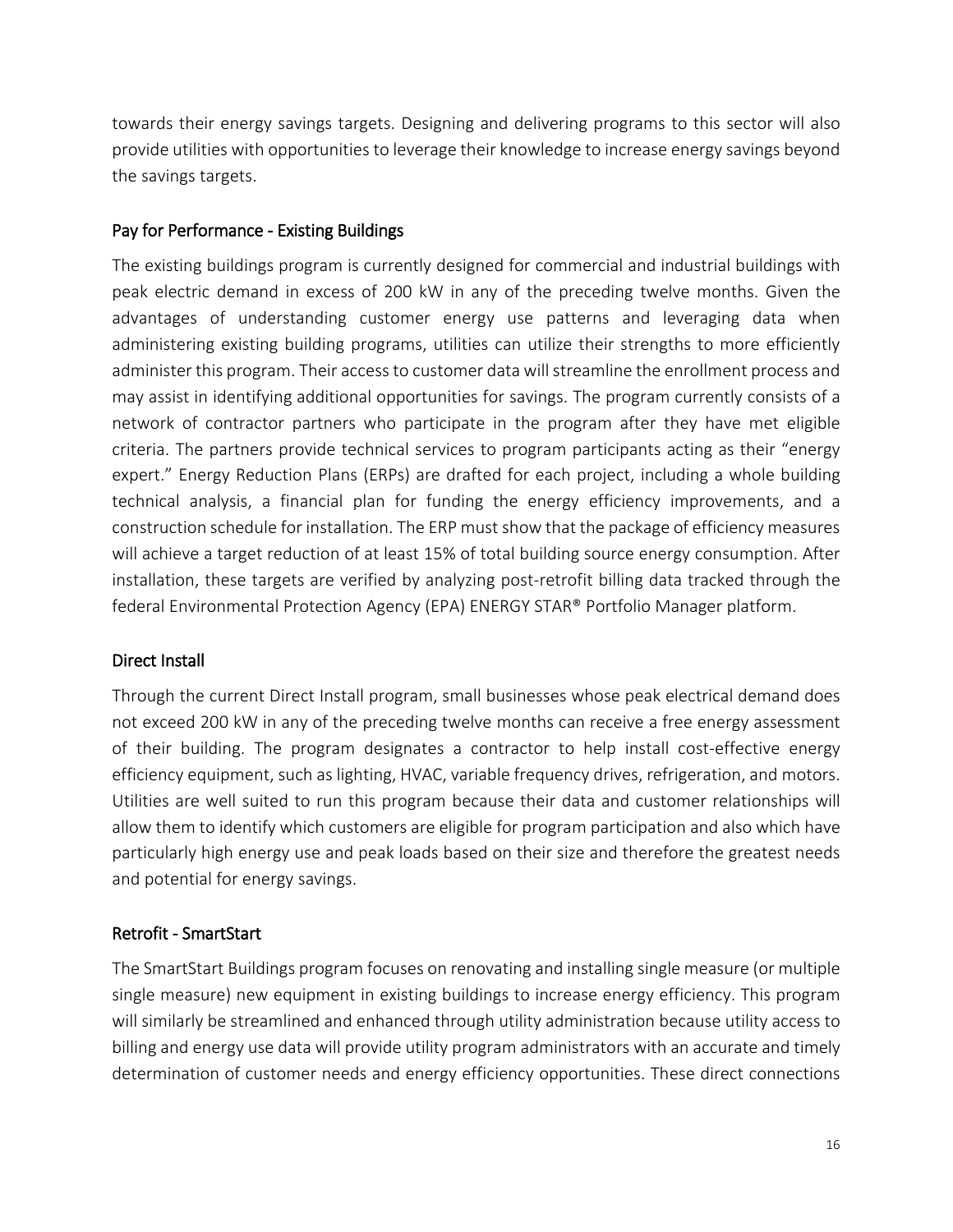towards their energy savings targets. Designing and delivering programs to this sector will also provide utilities with opportunities to leverage their knowledge to increase energy savings beyond the savings targets.

### Pay for Performance - Existing Buildings

The existing buildings program is currently designed for commercial and industrial buildings with peak electric demand in excess of 200 kW in any of the preceding twelve months. Given the advantages of understanding customer energy use patterns and leveraging data when administering existing building programs, utilities can utilize their strengths to more efficiently administer this program. Their access to customer data will streamline the enrollment process and may assist in identifying additional opportunities for savings. The program currently consists of a network of contractor partners who participate in the program after they have met eligible criteria. The partners provide technical services to program participants acting as their "energy expert." Energy Reduction Plans (ERPs) are drafted for each project, including a whole building technical analysis, a financial plan for funding the energy efficiency improvements, and a construction schedule for installation. The ERP must show that the package of efficiency measures will achieve a target reduction of at least 15% of total building source energy consumption. After installation, these targets are verified by analyzing post-retrofit billing data tracked through the federal Environmental Protection Agency (EPA) ENERGY STAR® Portfolio Manager platform.

### Direct Install

Through the current Direct Install program, small businesses whose peak electrical demand does not exceed 200 kW in any of the preceding twelve months can receive a free energy assessment of their building. The program designates a contractor to help install cost-effective energy efficiency equipment, such as lighting, HVAC, variable frequency drives, refrigeration, and motors. Utilities are well suited to run this program because their data and customer relationships will allow them to identify which customers are eligible for program participation and also which have particularly high energy use and peak loads based on their size and therefore the greatest needs and potential for energy savings.

### Retrofit - SmartStart

The SmartStart Buildings program focuses on renovating and installing single measure (or multiple single measure) new equipment in existing buildings to increase energy efficiency. This program will similarly be streamlined and enhanced through utility administration because utility access to billing and energy use data will provide utility program administrators with an accurate and timely determination of customer needs and energy efficiency opportunities. These direct connections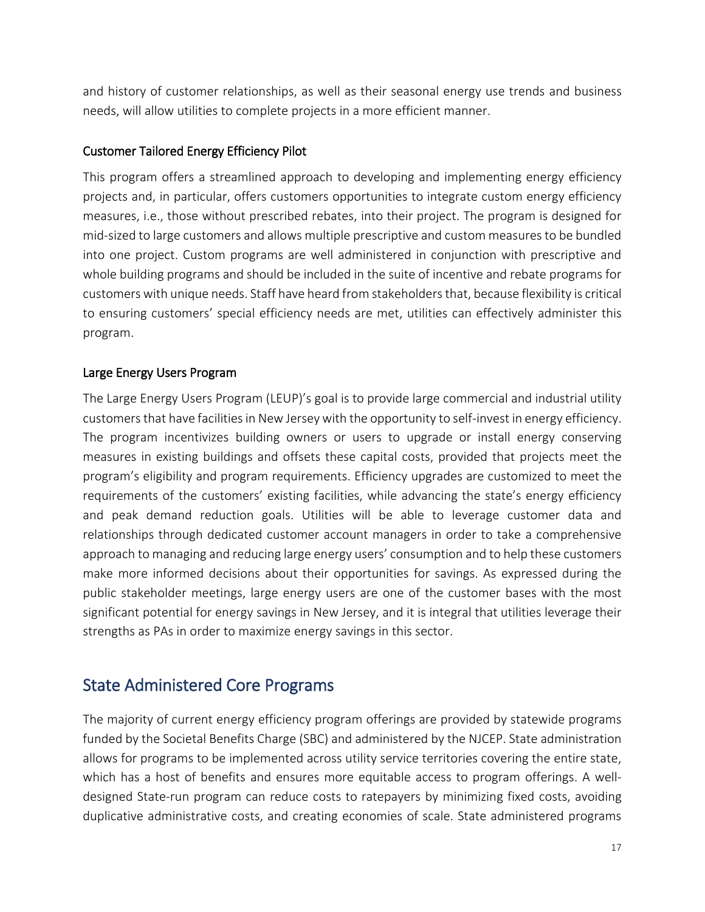and history of customer relationships, as well as their seasonal energy use trends and business needs, will allow utilities to complete projects in a more efficient manner.

### Customer Tailored Energy Efficiency Pilot

This program offers a streamlined approach to developing and implementing energy efficiency projects and, in particular, offers customers opportunities to integrate custom energy efficiency measures, i.e., those without prescribed rebates, into their project. The program is designed for mid-sized to large customers and allows multiple prescriptive and custom measures to be bundled into one project. Custom programs are well administered in conjunction with prescriptive and whole building programs and should be included in the suite of incentive and rebate programs for customers with unique needs. Staff have heard from stakeholders that, because flexibility is critical to ensuring customers' special efficiency needs are met, utilities can effectively administer this program.

### Large Energy Users Program

The Large Energy Users Program (LEUP)'s goal is to provide large commercial and industrial utility customers that have facilities in New Jersey with the opportunity to self-invest in energy efficiency. The program incentivizes building owners or users to upgrade or install energy conserving measures in existing buildings and offsets these capital costs, provided that projects meet the program's eligibility and program requirements. Efficiency upgrades are customized to meet the requirements of the customers' existing facilities, while advancing the state's energy efficiency and peak demand reduction goals. Utilities will be able to leverage customer data and relationships through dedicated customer account managers in order to take a comprehensive approach to managing and reducing large energy users' consumption and to help these customers make more informed decisions about their opportunities for savings. As expressed during the public stakeholder meetings, large energy users are one of the customer bases with the most significant potential for energy savings in New Jersey, and it is integral that utilities leverage their strengths as PAs in order to maximize energy savings in this sector.

## State Administered Core Programs

The majority of current energy efficiency program offerings are provided by statewide programs funded by the Societal Benefits Charge (SBC) and administered by the NJCEP. State administration allows for programs to be implemented across utility service territories covering the entire state, which has a host of benefits and ensures more equitable access to program offerings. A well-designed State-run program can reduce costs to ratepayers by minimizing fixed costs, avoiding duplicative administrative costs, and creating economies of scale. State administered programs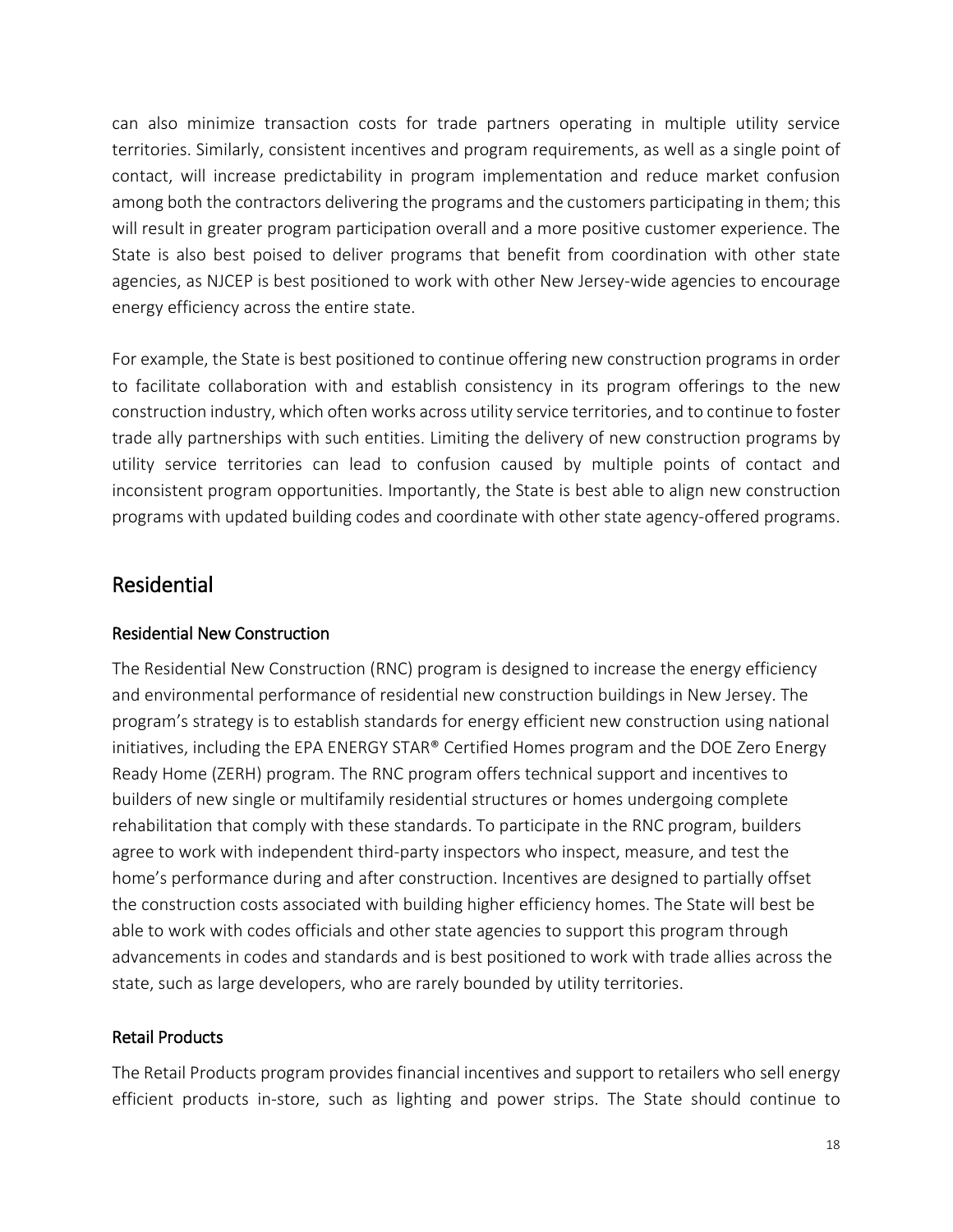can also minimize transaction costs for trade partners operating in multiple utility service territories. Similarly, consistent incentives and program requirements, as well as a single point of contact, will increase predictability in program implementation and reduce market confusion among both the contractors delivering the programs and the customers participating in them; this will result in greater program participation overall and a more positive customer experience. The State is also best poised to deliver programs that benefit from coordination with other state agencies, as NJCEP is best positioned to work with other New Jersey-wide agencies to encourage energy efficiency across the entire state.

For example, the State is best positioned to continue offering new construction programs in order to facilitate collaboration with and establish consistency in its program offerings to the new construction industry, which often works across utility service territories, and to continue to foster trade ally partnerships with such entities. Limiting the delivery of new construction programs by utility service territories can lead to confusion caused by multiple points of contact and inconsistent program opportunities. Importantly, the State is best able to align new construction programs with updated building codes and coordinate with other state agency-offered programs.

## Residential

### Residential New Construction

The Residential New Construction (RNC) program is designed to increase the energy efficiency and environmental performance of residential new construction buildings in New Jersey. The program's strategy is to establish standards for energy efficient new construction using national initiatives, including the EPA ENERGY STAR® Certified Homes program and the DOE Zero Energy Ready Home (ZERH) program. The RNC program offers technical support and incentives to builders of new single or multifamily residential structures or homes undergoing complete rehabilitation that comply with these standards. To participate in the RNC program, builders agree to work with independent third-party inspectors who inspect, measure, and test the home's performance during and after construction. Incentives are designed to partially offset the construction costs associated with building higher efficiency homes. The State will best be able to work with codes officials and other state agencies to support this program through advancements in codes and standards and is best positioned to work with trade allies across the state, such as large developers, who are rarely bounded by utility territories.

### Retail Products

The Retail Products program provides financial incentives and support to retailers who sell energy efficient products in-store, such as lighting and power strips. The State should continue to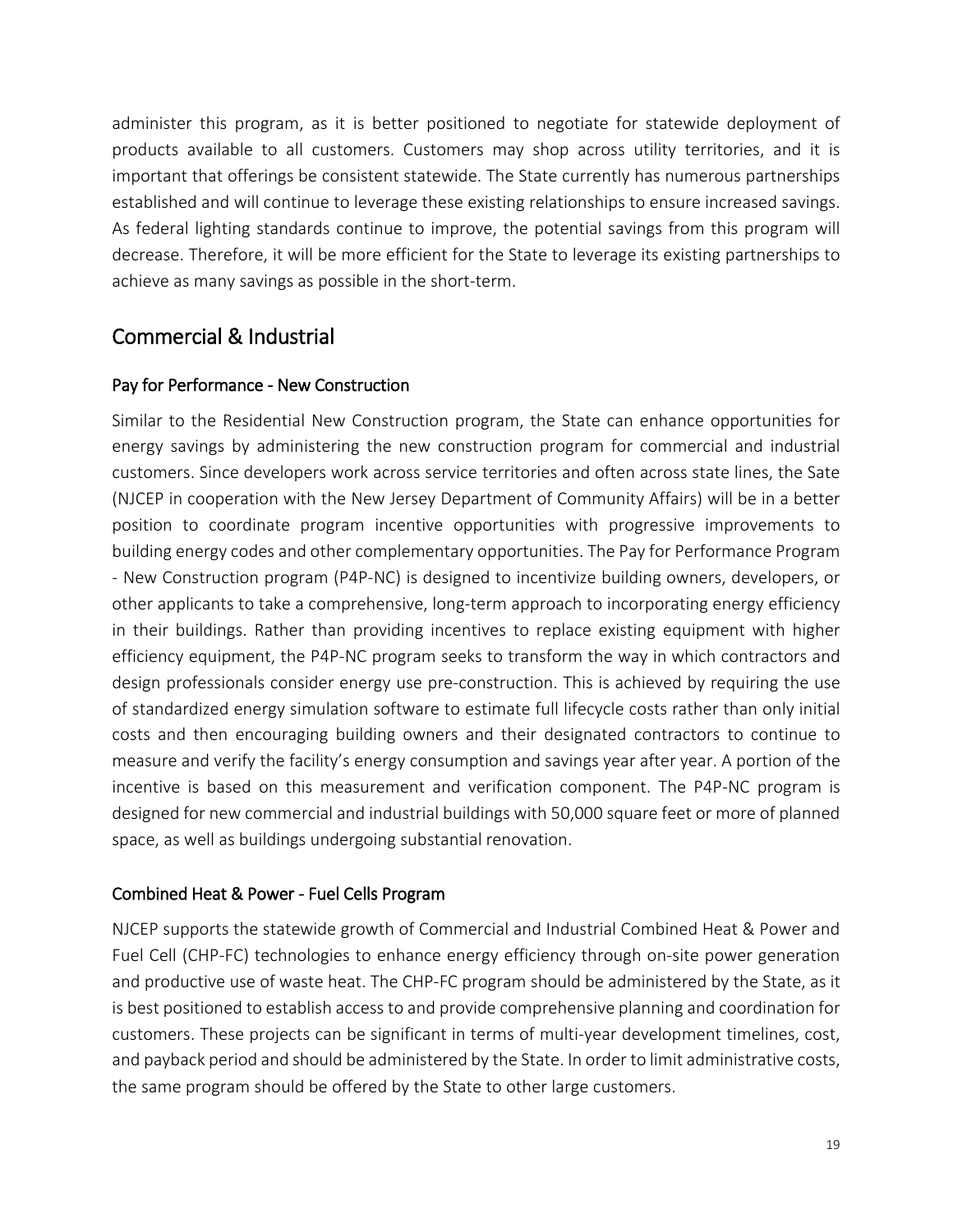administer this program, as it is better positioned to negotiate for statewide deployment of products available to all customers. Customers may shop across utility territories, and it is important that offerings be consistent statewide. The State currently has numerous partnerships established and will continue to leverage these existing relationships to ensure increased savings. As federal lighting standards continue to improve, the potential savings from this program will decrease. Therefore, it will be more efficient for the State to leverage its existing partnerships to achieve as many savings as possible in the short-term.

## Commercial & Industrial

### Pay for Performance - New Construction

Similar to the Residential New Construction program, the State can enhance opportunities for energy savings by administering the new construction program for commercial and industrial customers. Since developers work across service territories and often across state lines, the Sate (NJCEP in cooperation with the New Jersey Department of Community Affairs) will be in a better position to coordinate program incentive opportunities with progressive improvements to building energy codes and other complementary opportunities. The Pay for Performance Program - New Construction program (P4P-NC) is designed to incentivize building owners, developers, or other applicants to take a comprehensive, long-term approach to incorporating energy efficiency in their buildings. Rather than providing incentives to replace existing equipment with higher efficiency equipment, the P4P-NC program seeks to transform the way in which contractors and design professionals consider energy use pre-construction. This is achieved by requiring the use of standardized energy simulation software to estimate full lifecycle costs rather than only initial costs and then encouraging building owners and their designated contractors to continue to measure and verify the facility's energy consumption and savings year after year. A portion of the incentive is based on this measurement and verification component. The P4P-NC program is designed for new commercial and industrial buildings with 50,000 square feet or more of planned space, as well as buildings undergoing substantial renovation.

### Combined Heat & Power - Fuel Cells Program

NJCEP supports the statewide growth of Commercial and Industrial Combined Heat & Power and Fuel Cell (CHP-FC) technologies to enhance energy efficiency through on-site power generation and productive use of waste heat. The CHP-FC program should be administered by the State, as it is best positioned to establish access to and provide comprehensive planning and coordination for customers. These projects can be significant in terms of multi-year development timelines, cost, and payback period and should be administered by the State. In order to limit administrative costs, the same program should be offered by the State to other large customers.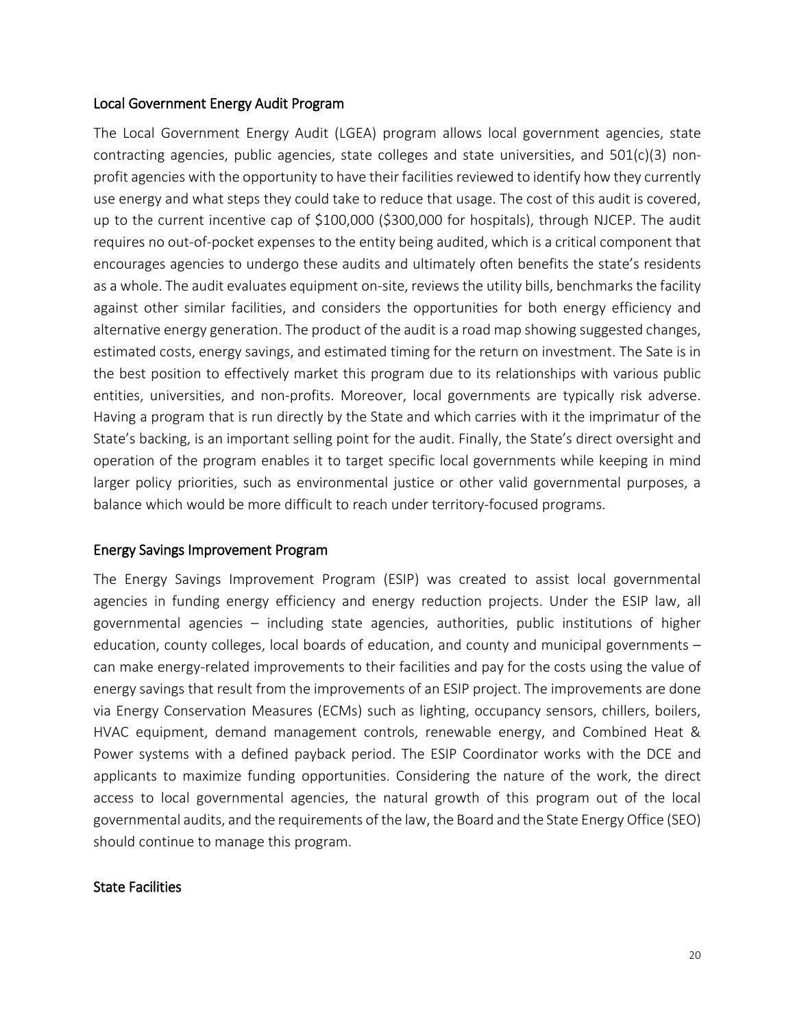### Local Government Energy Audit Program

The Local Government Energy Audit (LGEA) program allows local government agencies, state contracting agencies, public agencies, state colleges and state universities, and 501(c)(3) non-profit agencies with the opportunity to have their facilities reviewed to identify how they currently use energy and what steps they could take to reduce that usage. The cost of this audit is covered, up to the current incentive cap of $100,000 ($300,000 for hospitals), through NJCEP. The audit requires no out-of-pocket expenses to the entity being audited, which is a critical component that encourages agencies to undergo these audits and ultimately often benefits the state's residents as a whole. The audit evaluates equipment on-site, reviews the utility bills, benchmarks the facility against other similar facilities, and considers the opportunities for both energy efficiency and alternative energy generation. The product of the audit is a road map showing suggested changes, estimated costs, energy savings, and estimated timing for the return on investment. The Sate is in the best position to effectively market this program due to its relationships with various public entities, universities, and non-profits. Moreover, local governments are typically risk adverse. Having a program that is run directly by the State and which carries with it the imprimatur of the State's backing, is an important selling point for the audit. Finally, the State's direct oversight and operation of the program enables it to target specific local governments while keeping in mind larger policy priorities, such as environmental justice or other valid governmental purposes, a balance which would be more difficult to reach under territory-focused programs.

### Energy Savings Improvement Program

The Energy Savings Improvement Program (ESIP) was created to assist local governmental agencies in funding energy efficiency and energy reduction projects. Under the ESIP law, all governmental agencies – including state agencies, authorities, public institutions of higher education, county colleges, local boards of education, and county and municipal governments – can make energy-related improvements to their facilities and pay for the costs using the value of energy savings that result from the improvements of an ESIP project. The improvements are done via Energy Conservation Measures (ECMs) such as lighting, occupancy sensors, chillers, boilers, HVAC equipment, demand management controls, renewable energy, and Combined Heat & Power systems with a defined payback period. The ESIP Coordinator works with the DCE and applicants to maximize funding opportunities. Considering the nature of the work, the direct access to local governmental agencies, the natural growth of this program out of the local governmental audits, and the requirements of the law, the Board and the State Energy Office (SEO) should continue to manage this program.

### State Facilities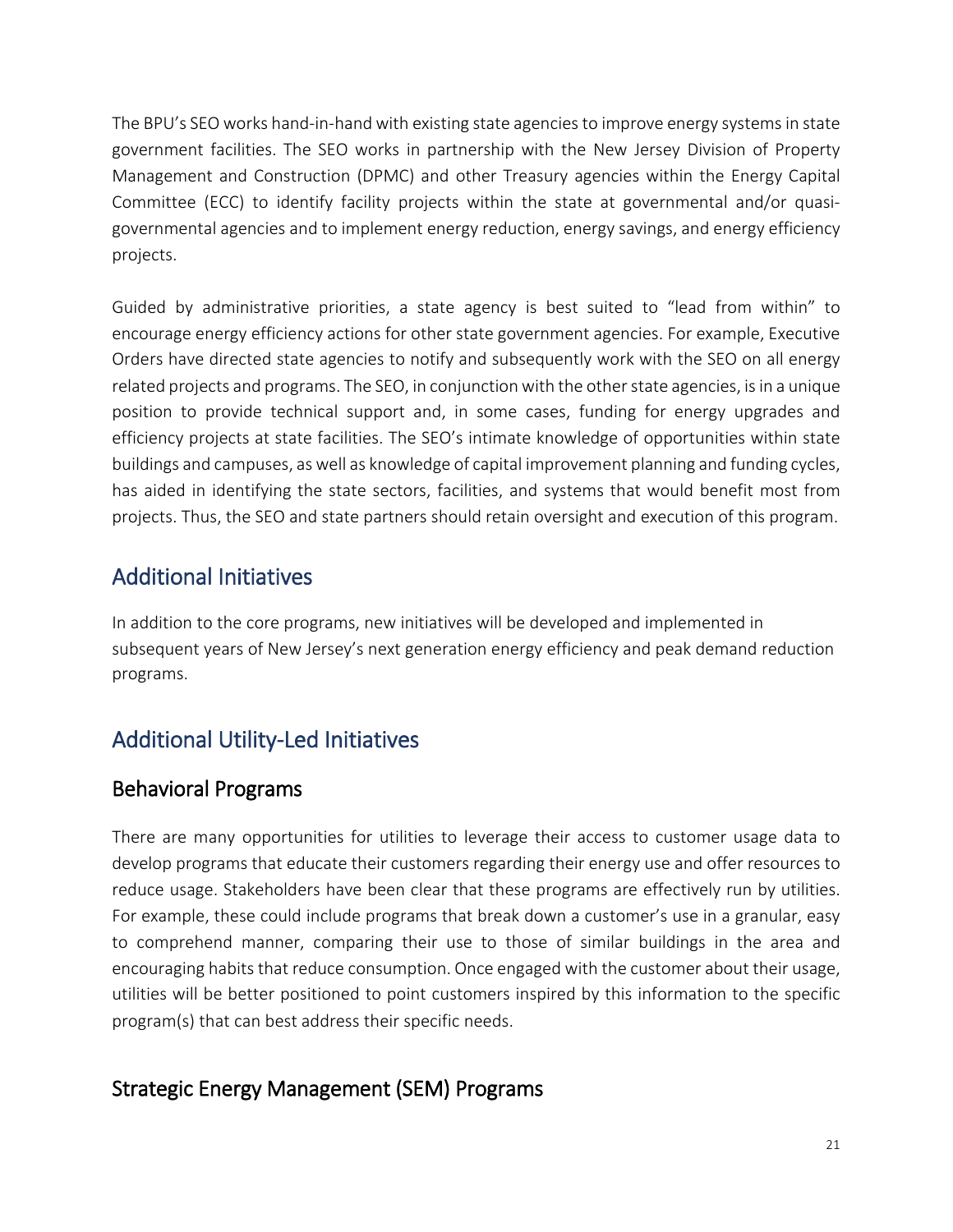The BPU's SEO works hand-in-hand with existing state agencies to improve energy systems in state government facilities. The SEO works in partnership with the New Jersey Division of Property Management and Construction (DPMC) and other Treasury agencies within the Energy Capital Committee (ECC) to identify facility projects within the state at governmental and/or quasi-governmental agencies and to implement energy reduction, energy savings, and energy efficiency projects.

Guided by administrative priorities, a state agency is best suited to "lead from within" to encourage energy efficiency actions for other state government agencies. For example, Executive Orders have directed state agencies to notify and subsequently work with the SEO on all energy related projects and programs. The SEO, in conjunction with the other state agencies, is in a unique position to provide technical support and, in some cases, funding for energy upgrades and efficiency projects at state facilities. The SEO's intimate knowledge of opportunities within state buildings and campuses, as well as knowledge of capital improvement planning and funding cycles, has aided in identifying the state sectors, facilities, and systems that would benefit most from projects. Thus, the SEO and state partners should retain oversight and execution of this program.

## Additional Initiatives

In addition to the core programs, new initiatives will be developed and implemented in subsequent years of New Jersey's next generation energy efficiency and peak demand reduction programs.

## Additional Utility-Led Initiatives

### Behavioral Programs

There are many opportunities for utilities to leverage their access to customer usage data to develop programs that educate their customers regarding their energy use and offer resources to reduce usage. Stakeholders have been clear that these programs are effectively run by utilities. For example, these could include programs that break down a customer's use in a granular, easy to comprehend manner, comparing their use to those of similar buildings in the area and encouraging habits that reduce consumption. Once engaged with the customer about their usage, utilities will be better positioned to point customers inspired by this information to the specific program(s) that can best address their specific needs.

### Strategic Energy Management (SEM) Programs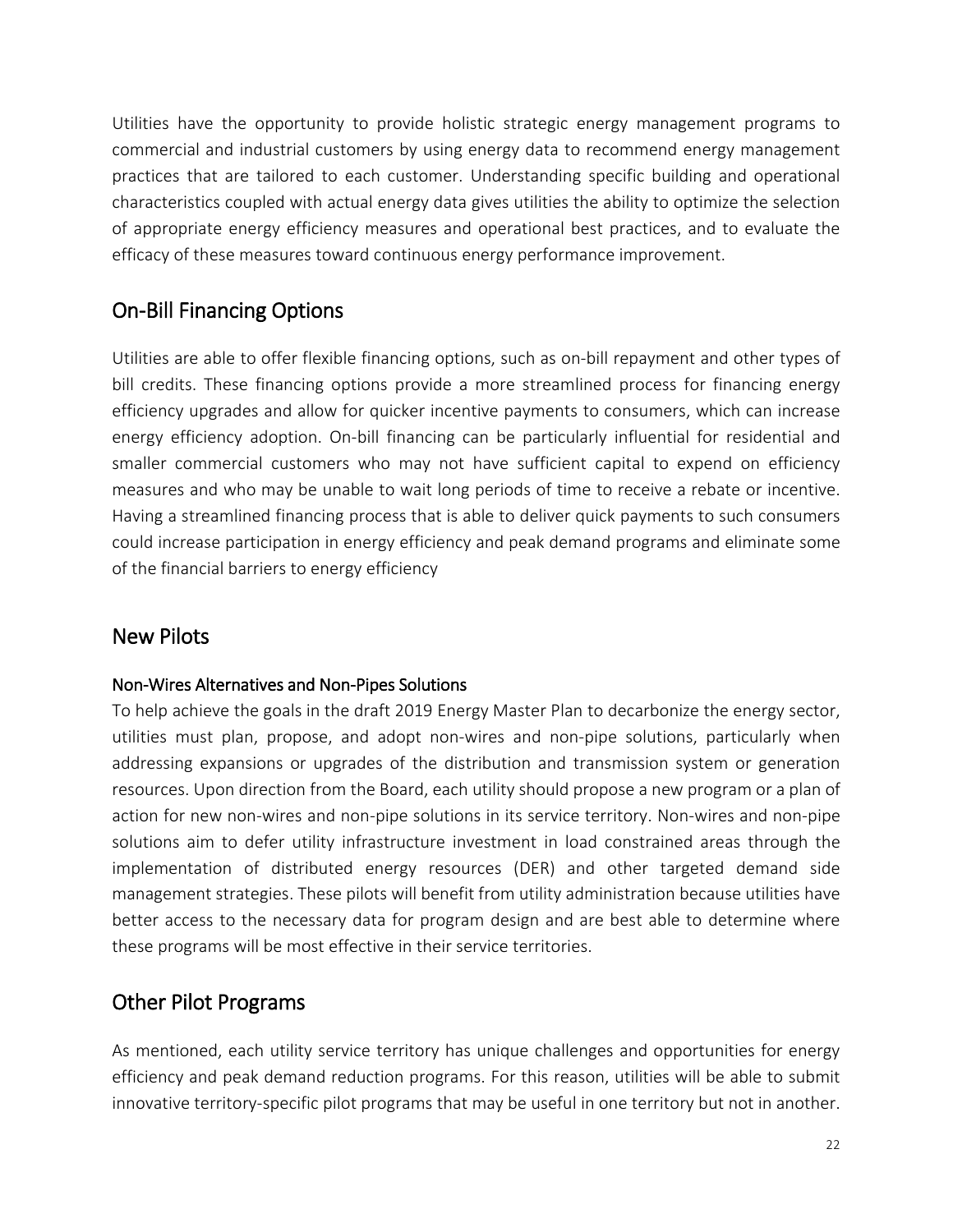Utilities have the opportunity to provide holistic strategic energy management programs to commercial and industrial customers by using energy data to recommend energy management practices that are tailored to each customer. Understanding specific building and operational characteristics coupled with actual energy data gives utilities the ability to optimize the selection of appropriate energy efficiency measures and operational best practices, and to evaluate the efficacy of these measures toward continuous energy performance improvement.

## On-Bill Financing Options

Utilities are able to offer flexible financing options, such as on-bill repayment and other types of bill credits. These financing options provide a more streamlined process for financing energy efficiency upgrades and allow for quicker incentive payments to consumers, which can increase energy efficiency adoption. On-bill financing can be particularly influential for residential and smaller commercial customers who may not have sufficient capital to expend on efficiency measures and who may be unable to wait long periods of time to receive a rebate or incentive. Having a streamlined financing process that is able to deliver quick payments to such consumers could increase participation in energy efficiency and peak demand programs and eliminate some of the financial barriers to energy efficiency

## New Pilots

### Non-Wires Alternatives and Non-Pipes Solutions

To help achieve the goals in the draft 2019 Energy Master Plan to decarbonize the energy sector, utilities must plan, propose, and adopt non-wires and non-pipe solutions, particularly when addressing expansions or upgrades of the distribution and transmission system or generation resources. Upon direction from the Board, each utility should propose a new program or a plan of action for new non-wires and non-pipe solutions in its service territory. Non-wires and non-pipe solutions aim to defer utility infrastructure investment in load constrained areas through the implementation of distributed energy resources (DER) and other targeted demand side management strategies. These pilots will benefit from utility administration because utilities have better access to the necessary data for program design and are best able to determine where these programs will be most effective in their service territories.

## Other Pilot Programs

As mentioned, each utility service territory has unique challenges and opportunities for energy efficiency and peak demand reduction programs. For this reason, utilities will be able to submit innovative territory-specific pilot programs that may be useful in one territory but not in another.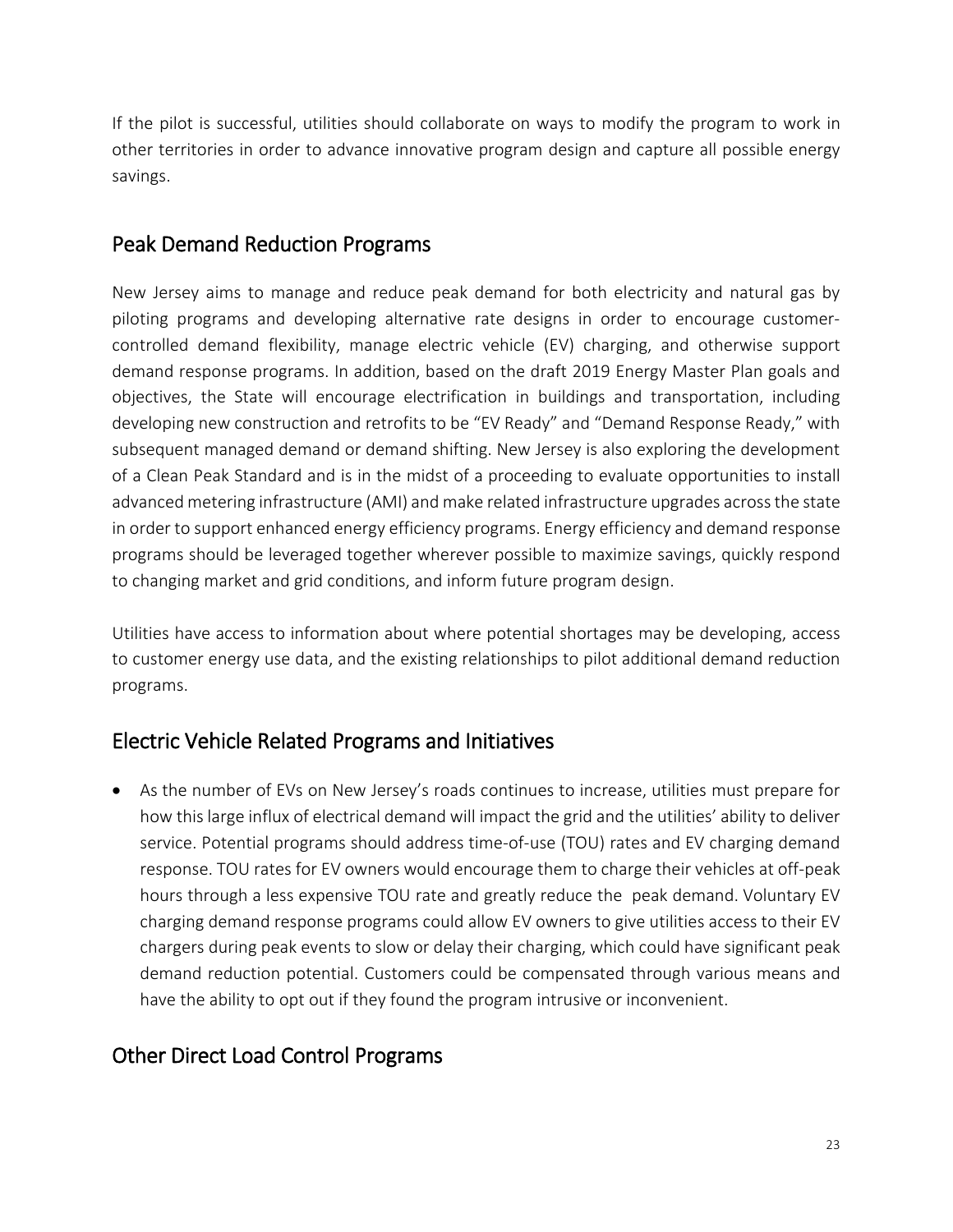If the pilot is successful, utilities should collaborate on ways to modify the program to work in other territories in order to advance innovative program design and capture all possible energy savings.

## Peak Demand Reduction Programs

New Jersey aims to manage and reduce peak demand for both electricity and natural gas by piloting programs and developing alternative rate designs in order to encourage customer-controlled demand flexibility, manage electric vehicle (EV) charging, and otherwise support demand response programs. In addition, based on the draft 2019 Energy Master Plan goals and objectives, the State will encourage electrification in buildings and transportation, including developing new construction and retrofits to be "EV Ready" and "Demand Response Ready," with subsequent managed demand or demand shifting. New Jersey is also exploring the development of a Clean Peak Standard and is in the midst of a proceeding to evaluate opportunities to install advanced metering infrastructure (AMI) and make related infrastructure upgrades across the state in order to support enhanced energy efficiency programs. Energy efficiency and demand response programs should be leveraged together wherever possible to maximize savings, quickly respond to changing market and grid conditions, and inform future program design.

Utilities have access to information about where potential shortages may be developing, access to customer energy use data, and the existing relationships to pilot additional demand reduction programs.

## Electric Vehicle Related Programs and Initiatives

- As the number of EVs on New Jersey's roads continues to increase, utilities must prepare for how this large influx of electrical demand will impact the grid and the utilities' ability to deliver service. Potential programs should address time-of-use (TOU) rates and EV charging demand response. TOU rates for EV owners would encourage them to charge their vehicles at off-peak hours through a less expensive TOU rate and greatly reduce the peak demand. Voluntary EV charging demand response programs could allow EV owners to give utilities access to their EV chargers during peak events to slow or delay their charging, which could have significant peak demand reduction potential. Customers could be compensated through various means and have the ability to opt out if they found the program intrusive or inconvenient.

## Other Direct Load Control Programs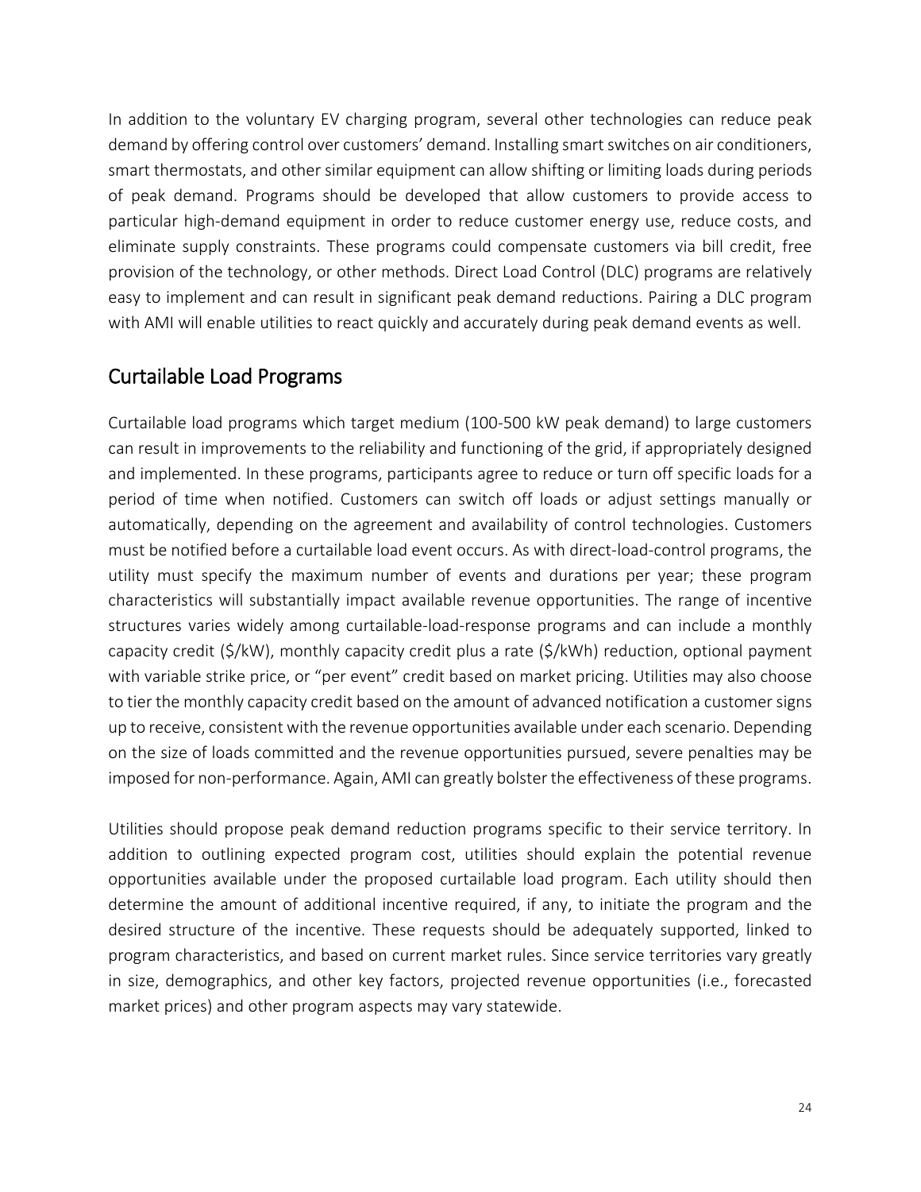In addition to the voluntary EV charging program, several other technologies can reduce peak demand by offering control over customers' demand. Installing smart switches on air conditioners, smart thermostats, and other similar equipment can allow shifting or limiting loads during periods of peak demand. Programs should be developed that allow customers to provide access to particular high-demand equipment in order to reduce customer energy use, reduce costs, and eliminate supply constraints. These programs could compensate customers via bill credit, free provision of the technology, or other methods. Direct Load Control (DLC) programs are relatively easy to implement and can result in significant peak demand reductions. Pairing a DLC program with AMI will enable utilities to react quickly and accurately during peak demand events as well.

## Curtailable Load Programs

Curtailable load programs which target medium (100-500 kW peak demand) to large customers can result in improvements to the reliability and functioning of the grid, if appropriately designed and implemented. In these programs, participants agree to reduce or turn off specific loads for a period of time when notified. Customers can switch off loads or adjust settings manually or automatically, depending on the agreement and availability of control technologies. Customers must be notified before a curtailable load event occurs. As with direct-load-control programs, the utility must specify the maximum number of events and durations per year; these program characteristics will substantially impact available revenue opportunities. The range of incentive structures varies widely among curtailable-load-response programs and can include a monthly capacity credit ($/kW), monthly capacity credit plus a rate ($/kWh) reduction, optional payment with variable strike price, or "per event" credit based on market pricing. Utilities may also choose to tier the monthly capacity credit based on the amount of advanced notification a customer signs up to receive, consistent with the revenue opportunities available under each scenario. Depending on the size of loads committed and the revenue opportunities pursued, severe penalties may be imposed for non-performance. Again, AMI can greatly bolster the effectiveness of these programs.

Utilities should propose peak demand reduction programs specific to their service territory. In addition to outlining expected program cost, utilities should explain the potential revenue opportunities available under the proposed curtailable load program. Each utility should then determine the amount of additional incentive required, if any, to initiate the program and the desired structure of the incentive. These requests should be adequately supported, linked to program characteristics, and based on current market rules. Since service territories vary greatly in size, demographics, and other key factors, projected revenue opportunities (i.e., forecasted market prices) and other program aspects may vary statewide.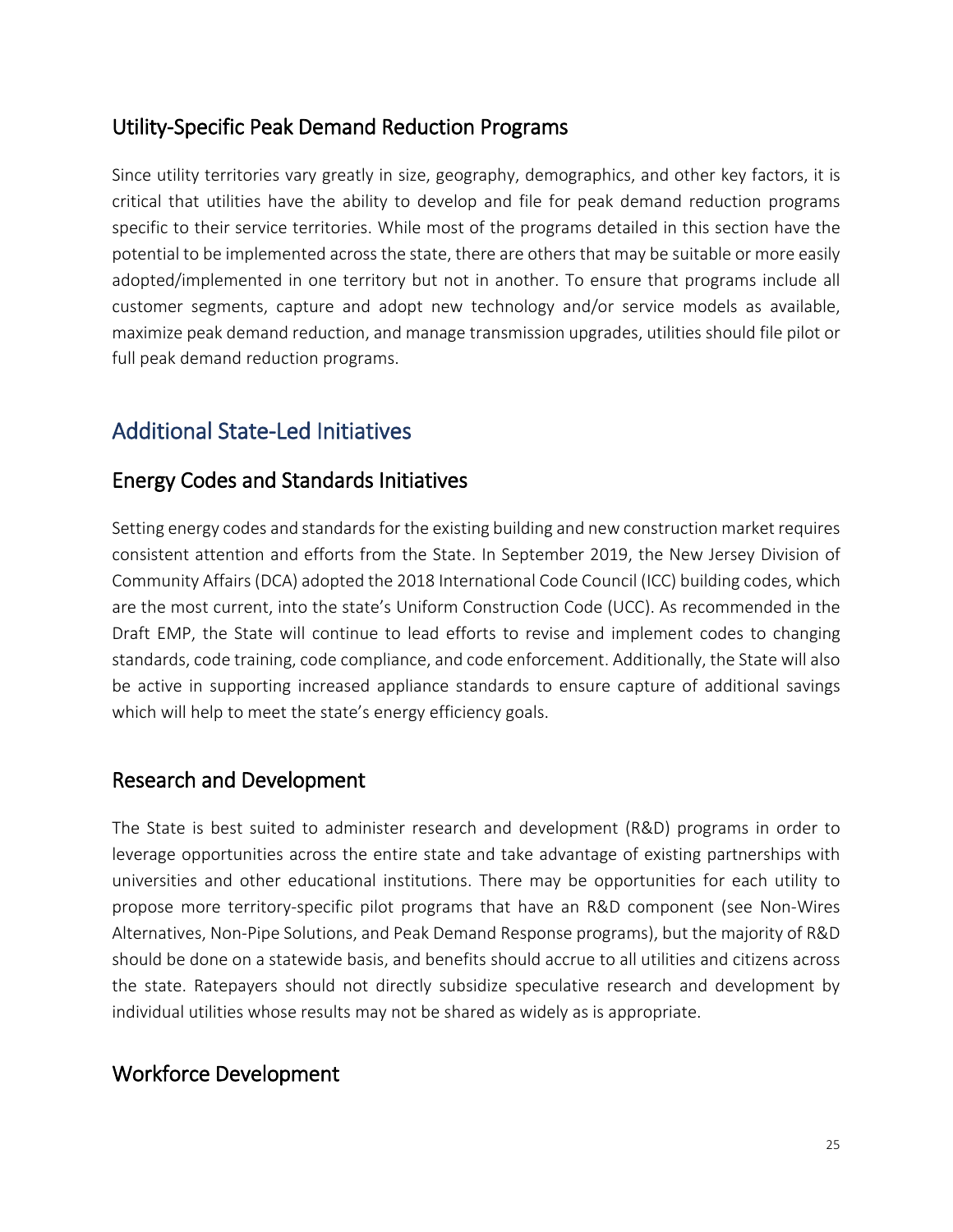### Utility-Specific Peak Demand Reduction Programs

Since utility territories vary greatly in size, geography, demographics, and other key factors, it is critical that utilities have the ability to develop and file for peak demand reduction programs specific to their service territories. While most of the programs detailed in this section have the potential to be implemented across the state, there are others that may be suitable or more easily adopted/implemented in one territory but not in another. To ensure that programs include all customer segments, capture and adopt new technology and/or service models as available, maximize peak demand reduction, and manage transmission upgrades, utilities should file pilot or full peak demand reduction programs.

## Additional State-Led Initiatives

### Energy Codes and Standards Initiatives

Setting energy codes and standards for the existing building and new construction market requires consistent attention and efforts from the State. In September 2019, the New Jersey Division of Community Affairs (DCA) adopted the 2018 International Code Council (ICC) building codes, which are the most current, into the state's Uniform Construction Code (UCC). As recommended in the Draft EMP, the State will continue to lead efforts to revise and implement codes to changing standards, code training, code compliance, and code enforcement. Additionally, the State will also be active in supporting increased appliance standards to ensure capture of additional savings which will help to meet the state's energy efficiency goals.

### Research and Development

The State is best suited to administer research and development (R&D) programs in order to leverage opportunities across the entire state and take advantage of existing partnerships with universities and other educational institutions. There may be opportunities for each utility to propose more territory-specific pilot programs that have an R&D component (see Non-Wires Alternatives, Non-Pipe Solutions, and Peak Demand Response programs), but the majority of R&D should be done on a statewide basis, and benefits should accrue to all utilities and citizens across the state. Ratepayers should not directly subsidize speculative research and development by individual utilities whose results may not be shared as widely as is appropriate.

### Workforce Development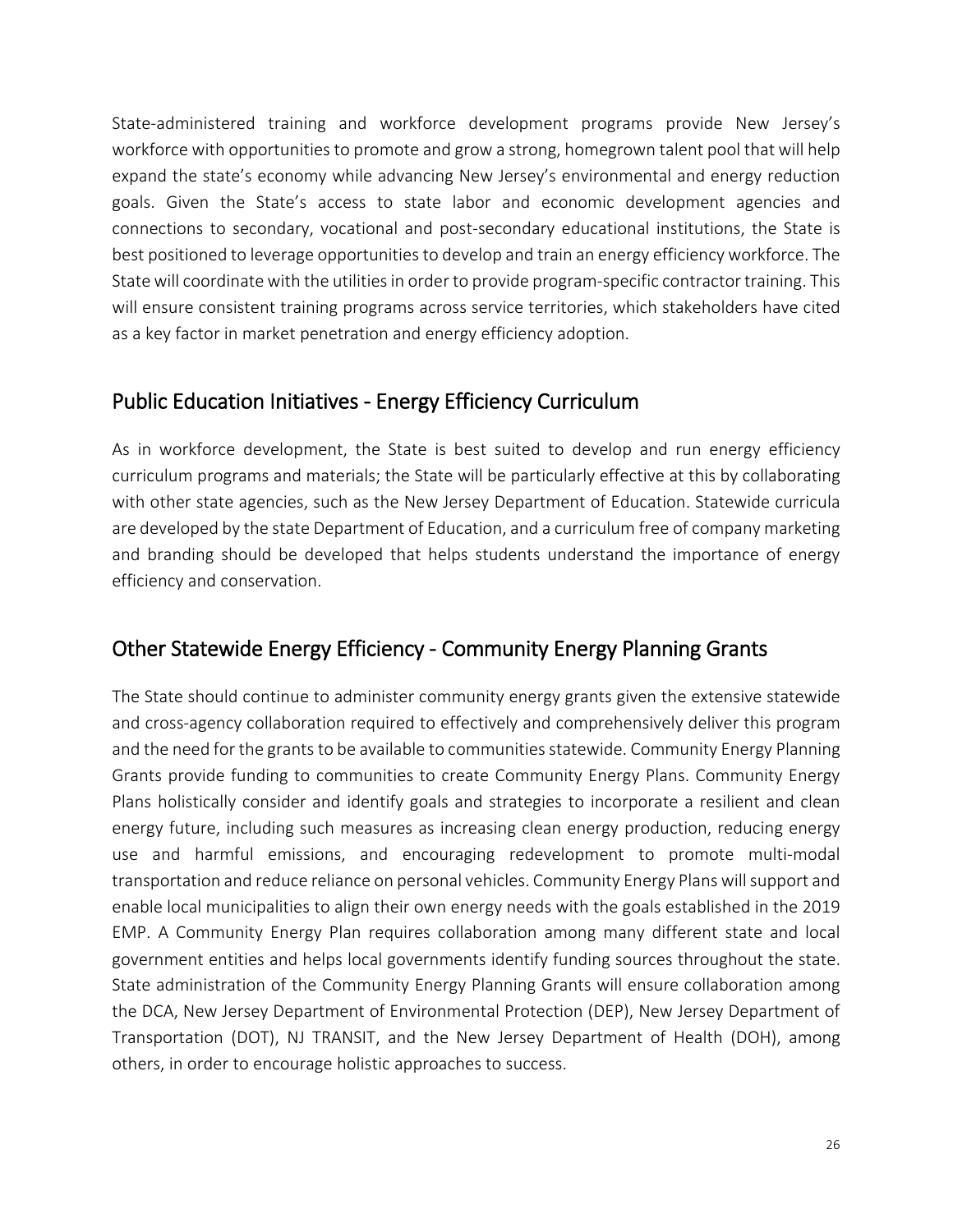State-administered training and workforce development programs provide New Jersey's workforce with opportunities to promote and grow a strong, homegrown talent pool that will help expand the state's economy while advancing New Jersey's environmental and energy reduction goals. Given the State's access to state labor and economic development agencies and connections to secondary, vocational and post-secondary educational institutions, the State is best positioned to leverage opportunities to develop and train an energy efficiency workforce. The State will coordinate with the utilities in order to provide program-specific contractor training. This will ensure consistent training programs across service territories, which stakeholders have cited as a key factor in market penetration and energy efficiency adoption.

## Public Education Initiatives - Energy Efficiency Curriculum

As in workforce development, the State is best suited to develop and run energy efficiency curriculum programs and materials; the State will be particularly effective at this by collaborating with other state agencies, such as the New Jersey Department of Education. Statewide curricula are developed by the state Department of Education, and a curriculum free of company marketing and branding should be developed that helps students understand the importance of energy efficiency and conservation.

## Other Statewide Energy Efficiency - Community Energy Planning Grants

The State should continue to administer community energy grants given the extensive statewide and cross-agency collaboration required to effectively and comprehensively deliver this program and the need for the grants to be available to communities statewide. Community Energy Planning Grants provide funding to communities to create Community Energy Plans. Community Energy Plans holistically consider and identify goals and strategies to incorporate a resilient and clean energy future, including such measures as increasing clean energy production, reducing energy use and harmful emissions, and encouraging redevelopment to promote multi-modal transportation and reduce reliance on personal vehicles. Community Energy Plans will support and enable local municipalities to align their own energy needs with the goals established in the 2019 EMP. A Community Energy Plan requires collaboration among many different state and local government entities and helps local governments identify funding sources throughout the state. State administration of the Community Energy Planning Grants will ensure collaboration among the DCA, New Jersey Department of Environmental Protection (DEP), New Jersey Department of Transportation (DOT), NJ TRANSIT, and the New Jersey Department of Health (DOH), among others, in order to encourage holistic approaches to success.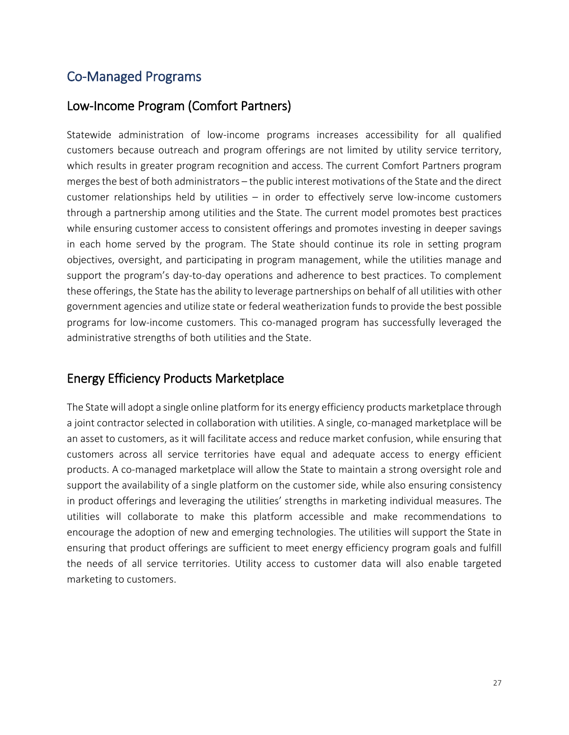## Co-Managed Programs

### Low-Income Program (Comfort Partners)

Statewide administration of low-income programs increases accessibility for all qualified customers because outreach and program offerings are not limited by utility service territory, which results in greater program recognition and access. The current Comfort Partners program merges the best of both administrators – the public interest motivations of the State and the direct customer relationships held by utilities – in order to effectively serve low-income customers through a partnership among utilities and the State. The current model promotes best practices while ensuring customer access to consistent offerings and promotes investing in deeper savings in each home served by the program. The State should continue its role in setting program objectives, oversight, and participating in program management, while the utilities manage and support the program's day-to-day operations and adherence to best practices. To complement these offerings, the State has the ability to leverage partnerships on behalf of all utilities with other government agencies and utilize state or federal weatherization funds to provide the best possible programs for low-income customers. This co-managed program has successfully leveraged the administrative strengths of both utilities and the State.

### Energy Efficiency Products Marketplace

The State will adopt a single online platform for its energy efficiency products marketplace through a joint contractor selected in collaboration with utilities. A single, co-managed marketplace will be an asset to customers, as it will facilitate access and reduce market confusion, while ensuring that customers across all service territories have equal and adequate access to energy efficient products. A co-managed marketplace will allow the State to maintain a strong oversight role and support the availability of a single platform on the customer side, while also ensuring consistency in product offerings and leveraging the utilities' strengths in marketing individual measures. The utilities will collaborate to make this platform accessible and make recommendations to encourage the adoption of new and emerging technologies. The utilities will support the State in ensuring that product offerings are sufficient to meet energy efficiency program goals and fulfill the needs of all service territories. Utility access to customer data will also enable targeted marketing to customers.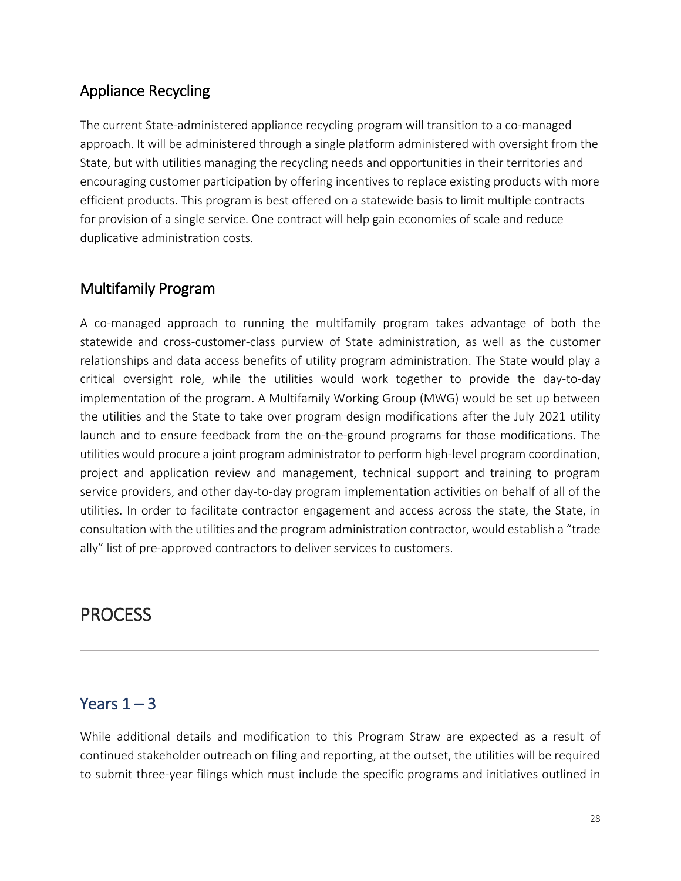### Appliance Recycling

The current State-administered appliance recycling program will transition to a co-managed approach. It will be administered through a single platform administered with oversight from the State, but with utilities managing the recycling needs and opportunities in their territories and encouraging customer participation by offering incentives to replace existing products with more efficient products. This program is best offered on a statewide basis to limit multiple contracts for provision of a single service. One contract will help gain economies of scale and reduce duplicative administration costs.

### Multifamily Program

A co-managed approach to running the multifamily program takes advantage of both the statewide and cross-customer-class purview of State administration, as well as the customer relationships and data access benefits of utility program administration. The State would play a critical oversight role, while the utilities would work together to provide the day-to-day implementation of the program. A Multifamily Working Group (MWG) would be set up between the utilities and the State to take over program design modifications after the July 2021 utility launch and to ensure feedback from the on-the-ground programs for those modifications. The utilities would procure a joint program administrator to perform high-level program coordination, project and application review and management, technical support and training to program service providers, and other day-to-day program implementation activities on behalf of all of the utilities. In order to facilitate contractor engagement and access across the state, the State, in consultation with the utilities and the program administration contractor, would establish a "trade ally" list of pre-approved contractors to deliver services to customers.

# PROCESS

## Years 1 – 3

While additional details and modification to this Program Straw are expected as a result of continued stakeholder outreach on filing and reporting, at the outset, the utilities will be required to submit three-year filings which must include the specific programs and initiatives outlined in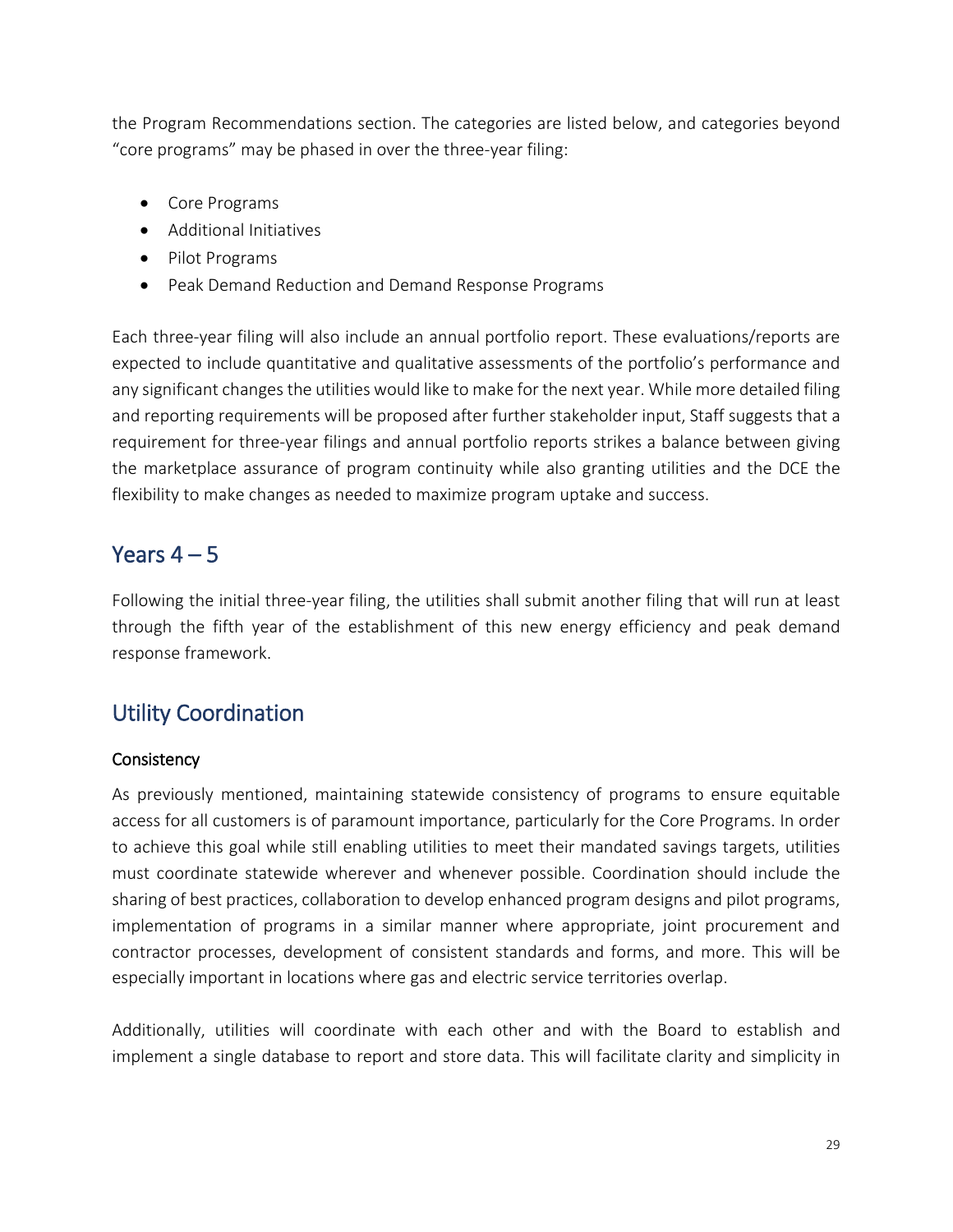the Program Recommendations section. The categories are listed below, and categories beyond "core programs" may be phased in over the three-year filing:

- Core Programs
- Additional Initiatives
- Pilot Programs
- Peak Demand Reduction and Demand Response Programs

Each three-year filing will also include an annual portfolio report. These evaluations/reports are expected to include quantitative and qualitative assessments of the portfolio's performance and any significant changes the utilities would like to make for the next year. While more detailed filing and reporting requirements will be proposed after further stakeholder input, Staff suggests that a requirement for three-year filings and annual portfolio reports strikes a balance between giving the marketplace assurance of program continuity while also granting utilities and the DCE the flexibility to make changes as needed to maximize program uptake and success.

## Years 4 – 5

Following the initial three-year filing, the utilities shall submit another filing that will run at least through the fifth year of the establishment of this new energy efficiency and peak demand response framework.

## Utility Coordination

### Consistency

As previously mentioned, maintaining statewide consistency of programs to ensure equitable access for all customers is of paramount importance, particularly for the Core Programs. In order to achieve this goal while still enabling utilities to meet their mandated savings targets, utilities must coordinate statewide wherever and whenever possible. Coordination should include the sharing of best practices, collaboration to develop enhanced program designs and pilot programs, implementation of programs in a similar manner where appropriate, joint procurement and contractor processes, development of consistent standards and forms, and more. This will be especially important in locations where gas and electric service territories overlap.

Additionally, utilities will coordinate with each other and with the Board to establish and implement a single database to report and store data. This will facilitate clarity and simplicity in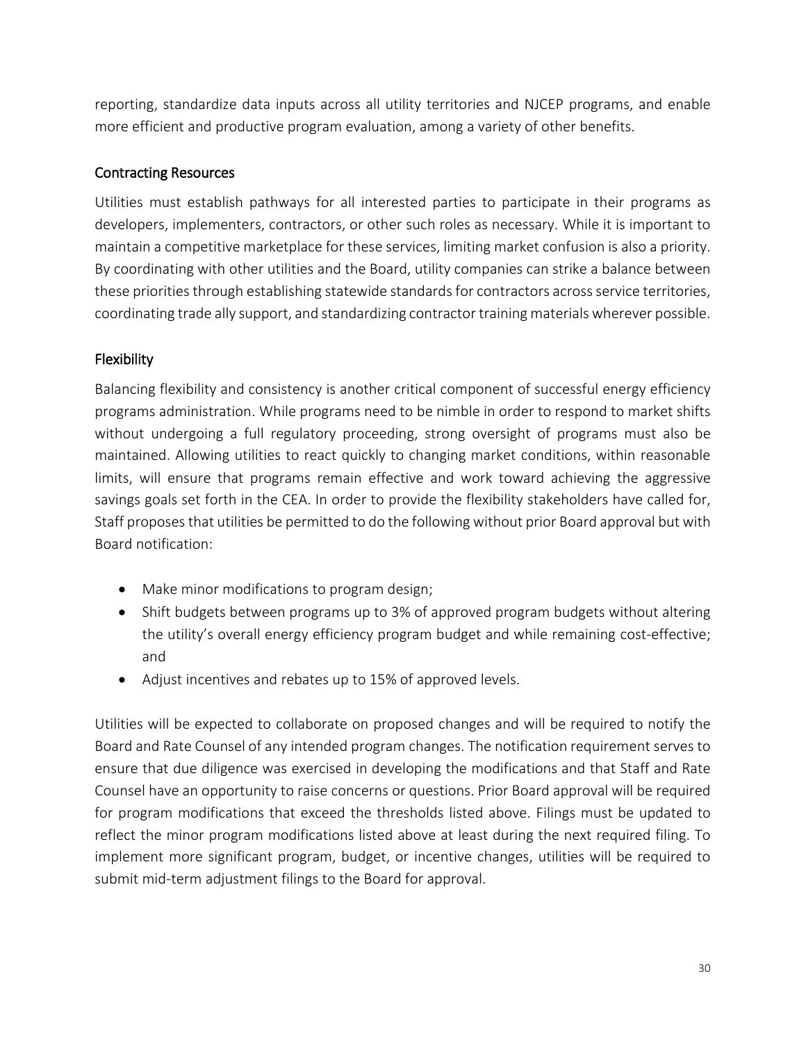reporting, standardize data inputs across all utility territories and NJCEP programs, and enable more efficient and productive program evaluation, among a variety of other benefits.

### Contracting Resources

Utilities must establish pathways for all interested parties to participate in their programs as developers, implementers, contractors, or other such roles as necessary. While it is important to maintain a competitive marketplace for these services, limiting market confusion is also a priority. By coordinating with other utilities and the Board, utility companies can strike a balance between these priorities through establishing statewide standards for contractors across service territories, coordinating trade ally support, and standardizing contractor training materials wherever possible.

### Flexibility

Balancing flexibility and consistency is another critical component of successful energy efficiency programs administration. While programs need to be nimble in order to respond to market shifts without undergoing a full regulatory proceeding, strong oversight of programs must also be maintained. Allowing utilities to react quickly to changing market conditions, within reasonable limits, will ensure that programs remain effective and work toward achieving the aggressive savings goals set forth in the CEA. In order to provide the flexibility stakeholders have called for, Staff proposes that utilities be permitted to do the following without prior Board approval but with Board notification:

- Make minor modifications to program design;
- Shift budgets between programs up to 3% of approved program budgets without altering the utility's overall energy efficiency program budget and while remaining cost-effective; and
- Adjust incentives and rebates up to 15% of approved levels.

Utilities will be expected to collaborate on proposed changes and will be required to notify the Board and Rate Counsel of any intended program changes. The notification requirement serves to ensure that due diligence was exercised in developing the modifications and that Staff and Rate Counsel have an opportunity to raise concerns or questions. Prior Board approval will be required for program modifications that exceed the thresholds listed above. Filings must be updated to reflect the minor program modifications listed above at least during the next required filing. To implement more significant program, budget, or incentive changes, utilities will be required to submit mid-term adjustment filings to the Board for approval.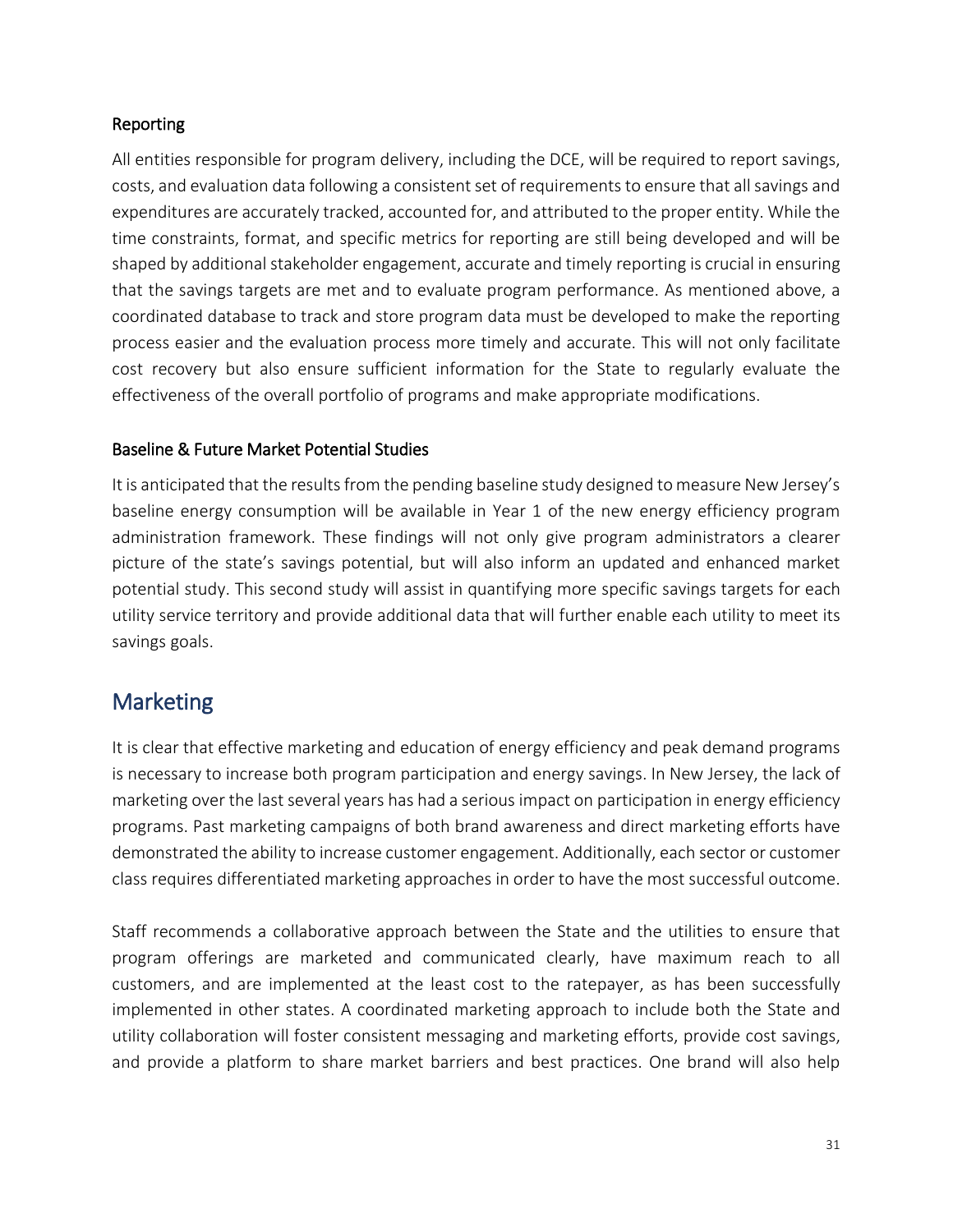### Reporting

All entities responsible for program delivery, including the DCE, will be required to report savings, costs, and evaluation data following a consistent set of requirements to ensure that all savings and expenditures are accurately tracked, accounted for, and attributed to the proper entity. While the time constraints, format, and specific metrics for reporting are still being developed and will be shaped by additional stakeholder engagement, accurate and timely reporting is crucial in ensuring that the savings targets are met and to evaluate program performance. As mentioned above, a coordinated database to track and store program data must be developed to make the reporting process easier and the evaluation process more timely and accurate. This will not only facilitate cost recovery but also ensure sufficient information for the State to regularly evaluate the effectiveness of the overall portfolio of programs and make appropriate modifications.

### Baseline & Future Market Potential Studies

It is anticipated that the results from the pending baseline study designed to measure New Jersey's baseline energy consumption will be available in Year 1 of the new energy efficiency program administration framework. These findings will not only give program administrators a clearer picture of the state's savings potential, but will also inform an updated and enhanced market potential study. This second study will assist in quantifying more specific savings targets for each utility service territory and provide additional data that will further enable each utility to meet its savings goals.

## Marketing

It is clear that effective marketing and education of energy efficiency and peak demand programs is necessary to increase both program participation and energy savings. In New Jersey, the lack of marketing over the last several years has had a serious impact on participation in energy efficiency programs. Past marketing campaigns of both brand awareness and direct marketing efforts have demonstrated the ability to increase customer engagement. Additionally, each sector or customer class requires differentiated marketing approaches in order to have the most successful outcome.

Staff recommends a collaborative approach between the State and the utilities to ensure that program offerings are marketed and communicated clearly, have maximum reach to all customers, and are implemented at the least cost to the ratepayer, as has been successfully implemented in other states. A coordinated marketing approach to include both the State and utility collaboration will foster consistent messaging and marketing efforts, provide cost savings, and provide a platform to share market barriers and best practices. One brand will also help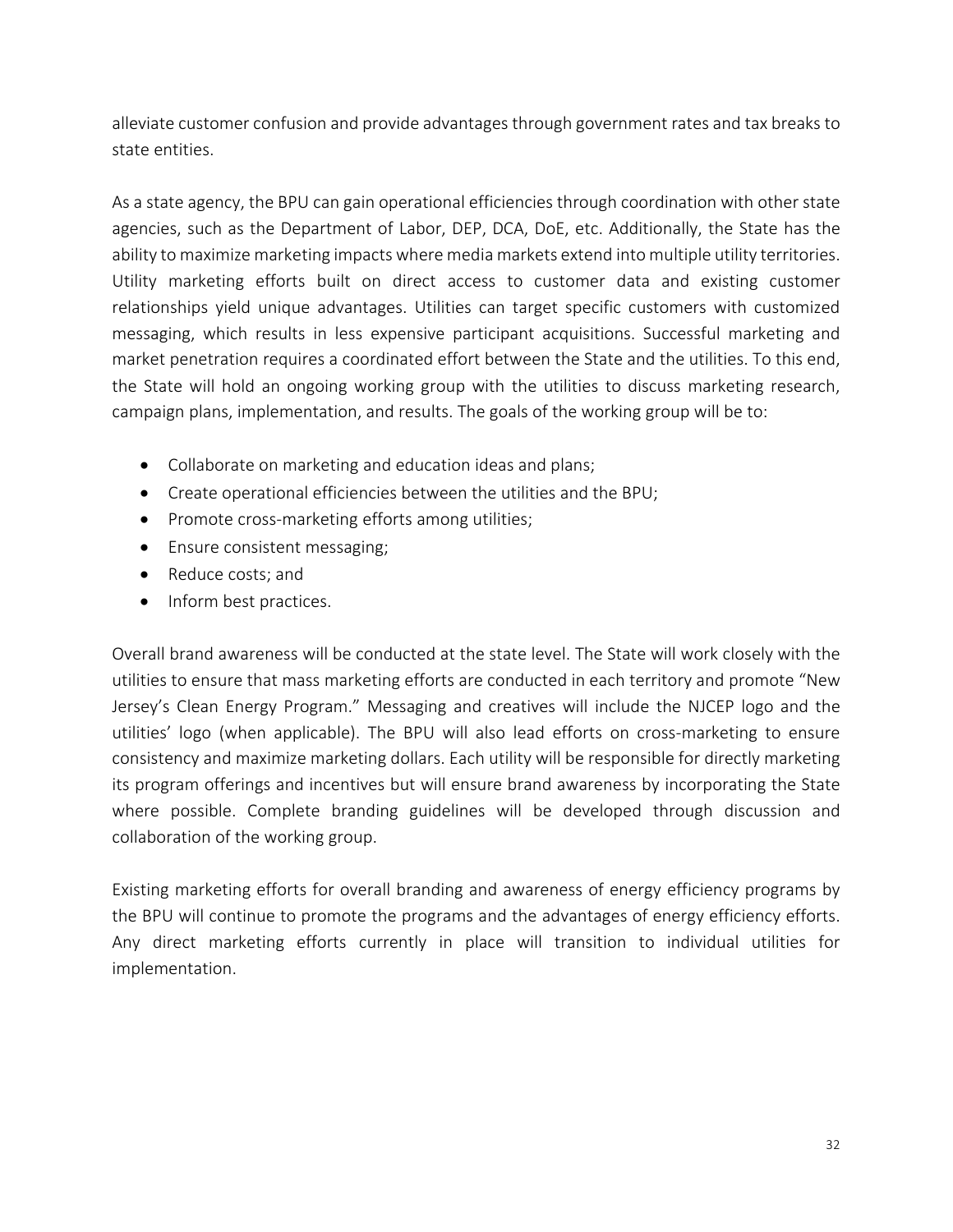alleviate customer confusion and provide advantages through government rates and tax breaks to state entities.

As a state agency, the BPU can gain operational efficiencies through coordination with other state agencies, such as the Department of Labor, DEP, DCA, DoE, etc. Additionally, the State has the ability to maximize marketing impacts where media markets extend into multiple utility territories. Utility marketing efforts built on direct access to customer data and existing customer relationships yield unique advantages. Utilities can target specific customers with customized messaging, which results in less expensive participant acquisitions. Successful marketing and market penetration requires a coordinated effort between the State and the utilities. To this end, the State will hold an ongoing working group with the utilities to discuss marketing research, campaign plans, implementation, and results. The goals of the working group will be to:

- Collaborate on marketing and education ideas and plans;
- Create operational efficiencies between the utilities and the BPU;
- Promote cross-marketing efforts among utilities;
- Ensure consistent messaging;
- Reduce costs; and
- Inform best practices.

Overall brand awareness will be conducted at the state level. The State will work closely with the utilities to ensure that mass marketing efforts are conducted in each territory and promote "New Jersey's Clean Energy Program." Messaging and creatives will include the NJCEP logo and the utilities' logo (when applicable). The BPU will also lead efforts on cross-marketing to ensure consistency and maximize marketing dollars. Each utility will be responsible for directly marketing its program offerings and incentives but will ensure brand awareness by incorporating the State where possible. Complete branding guidelines will be developed through discussion and collaboration of the working group.

Existing marketing efforts for overall branding and awareness of energy efficiency programs by the BPU will continue to promote the programs and the advantages of energy efficiency efforts. Any direct marketing efforts currently in place will transition to individual utilities for implementation.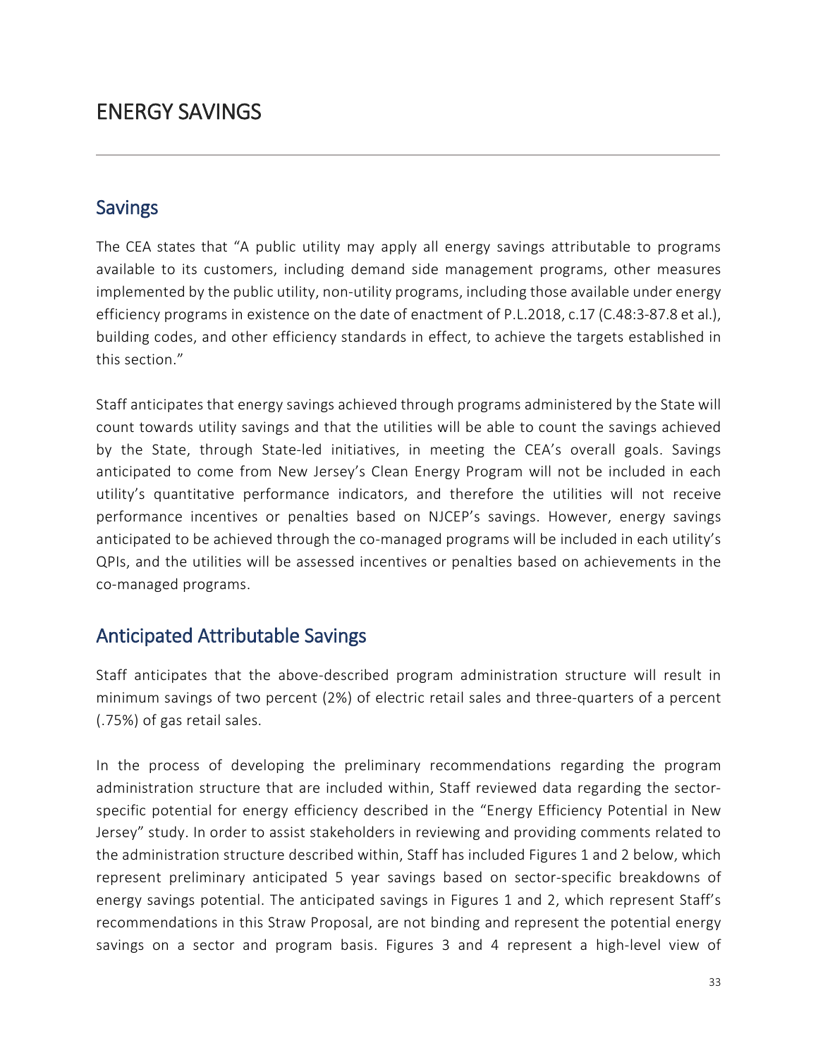# ENERGY SAVINGS

## Savings

The CEA states that "A public utility may apply all energy savings attributable to programs available to its customers, including demand side management programs, other measures implemented by the public utility, non-utility programs, including those available under energy efficiency programs in existence on the date of enactment of P.L.2018, c.17 (C.48:3-87.8 et al.), building codes, and other efficiency standards in effect, to achieve the targets established in this section."

Staff anticipates that energy savings achieved through programs administered by the State will count towards utility savings and that the utilities will be able to count the savings achieved by the State, through State-led initiatives, in meeting the CEA's overall goals. Savings anticipated to come from New Jersey's Clean Energy Program will not be included in each utility's quantitative performance indicators, and therefore the utilities will not receive performance incentives or penalties based on NJCEP's savings. However, energy savings anticipated to be achieved through the co-managed programs will be included in each utility's QPIs, and the utilities will be assessed incentives or penalties based on achievements in the co-managed programs.

## Anticipated Attributable Savings

Staff anticipates that the above-described program administration structure will result in minimum savings of two percent (2%) of electric retail sales and three-quarters of a percent (.75%) of gas retail sales.

In the process of developing the preliminary recommendations regarding the program administration structure that are included within, Staff reviewed data regarding the sector-specific potential for energy efficiency described in the "Energy Efficiency Potential in New Jersey" study. In order to assist stakeholders in reviewing and providing comments related to the administration structure described within, Staff has included Figures 1 and 2 below, which represent preliminary anticipated 5 year savings based on sector-specific breakdowns of energy savings potential. The anticipated savings in Figures 1 and 2, which represent Staff's recommendations in this Straw Proposal, are not binding and represent the potential energy savings on a sector and program basis. Figures 3 and 4 represent a high-level view of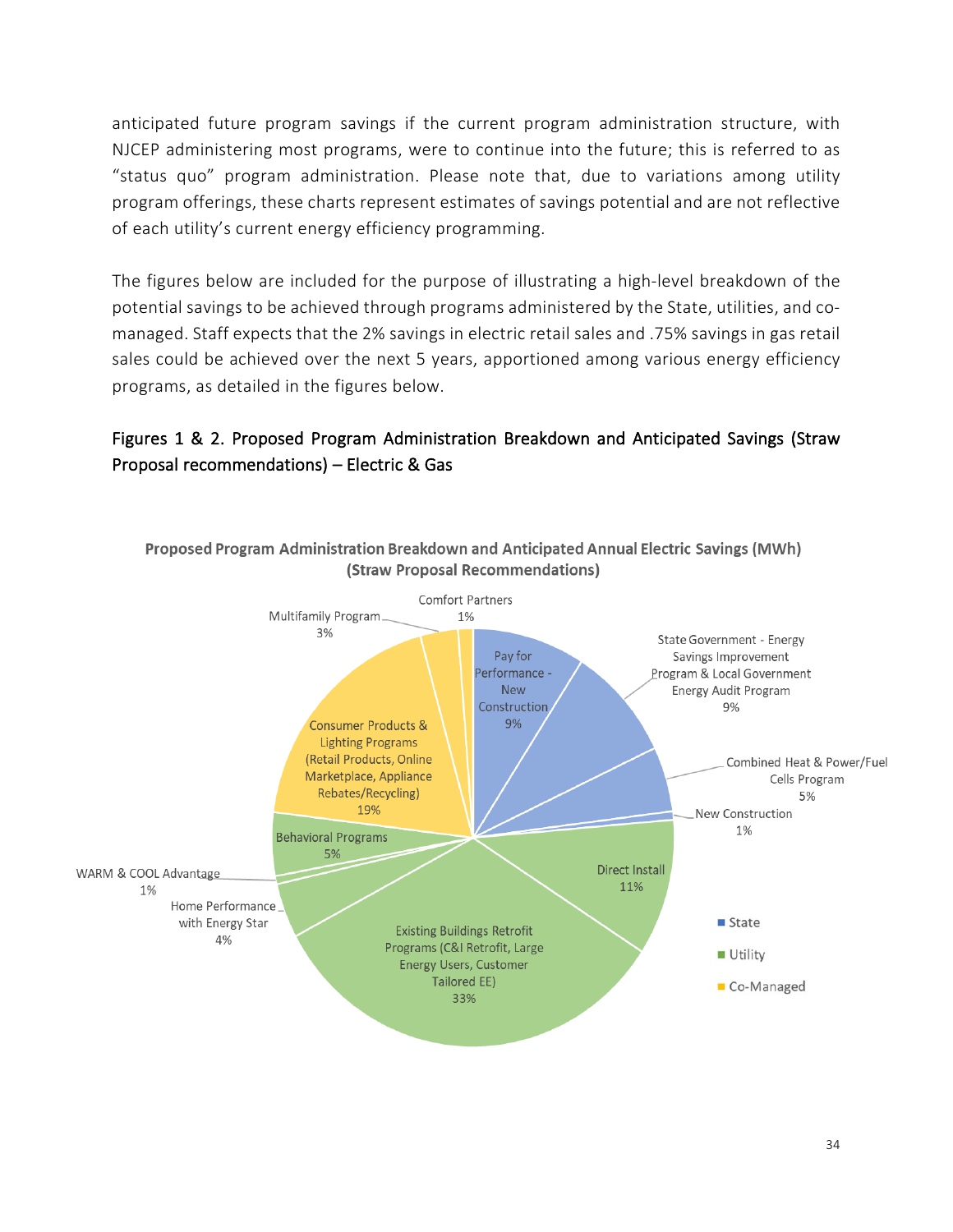anticipated future program savings if the current program administration structure, with NJCEP administering most programs, were to continue into the future; this is referred to as "status quo" program administration. Please note that, due to variations among utility program offerings, these charts represent estimates of savings potential and are not reflective of each utility's current energy efficiency programming.

The figures below are included for the purpose of illustrating a high-level breakdown of the potential savings to be achieved through programs administered by the State, utilities, and co-managed. Staff expects that the 2% savings in electric retail sales and .75% savings in gas retail sales could be achieved over the next 5 years, apportioned among various energy efficiency programs, as detailed in the figures below.

### Figures 1 & 2. Proposed Program Administration Breakdown and Anticipated Savings (Straw Proposal recommendations) – Electric & Gas

**Proposed Program Administration Breakdown and Anticipated Annual Electric Savings (MWh) (Straw Proposal Recommendations)**

| Program | Administration | Share |
| --- | --- | --- |
| Pay for Performance - New Construction | State | 9% |
| State Government - Energy Savings Improvement Program & Local Government Energy Audit Program | State | 9% |
| Combined Heat & Power/Fuel Cells Program | State | 5% |
| New Construction | State | 1% |
| Direct Install | Utility | 11% |
| Existing Buildings Retrofit Programs (C&I Retrofit, Large Energy Users, Customer Tailored EE) | Utility | 33% |
| Home Performance with Energy Star | Utility | 4% |
| WARM & COOL Advantage | Utility | 1% |
| Behavioral Programs | Utility | 5% |
| Consumer Products & Lighting Programs (Retail Products, Online Marketplace, Appliance Rebates/Recycling) | Co-Managed | 19% |
| Multifamily Program | Co-Managed | 3% |
| Comfort Partners | Co-Managed | 1% |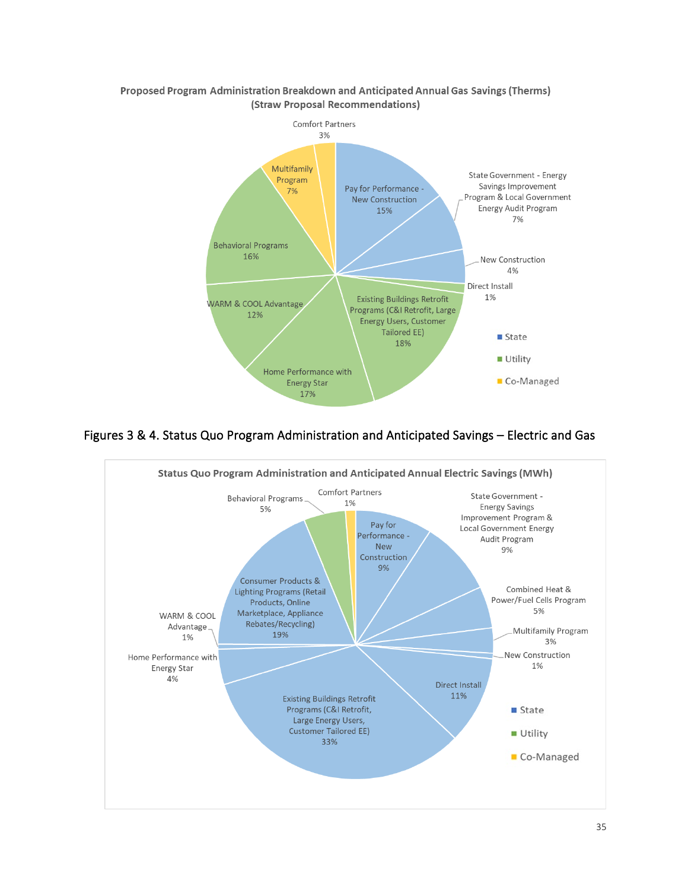**Proposed Program Administration Breakdown and Anticipated Annual Gas Savings (Therms) (Straw Proposal Recommendations)**

| Program | Share |
| --- | --- |
| Pay for Performance - New Construction | 15% |
| State Government - Energy Savings Improvement Program & Local Government Energy Audit Program | 7% |
| New Construction | 4% |
| Direct Install | 1% |
| Existing Buildings Retrofit Programs (C&I Retrofit, Large Energy Users, Customer Tailored EE) | 18% |
| Home Performance with Energy Star | 17% |
| WARM & COOL Advantage | 12% |
| Behavioral Programs | 16% |
| Multifamily Program | 7% |
| Comfort Partners | 3% |

Legend: State, Utility, Co-Managed

Figures 3 & 4. Status Quo Program Administration and Anticipated Savings – Electric and Gas

**Status Quo Program Administration and Anticipated Annual Electric Savings (MWh)**

| Program | Share |
| --- | --- |
| Pay for Performance - New Construction | 9% |
| State Government - Energy Savings Improvement Program & Local Government Energy Audit Program | 9% |
| Combined Heat & Power/Fuel Cells Program | 5% |
| Multifamily Program | 3% |
| New Construction | 1% |
| Direct Install | 11% |
| Existing Buildings Retrofit Programs (C&I Retrofit, Large Energy Users, Customer Tailored EE) | 33% |
| Home Performance with Energy Star | 4% |
| WARM & COOL Advantage | 1% |
| Consumer Products & Lighting Programs (Retail Products, Online Marketplace, Appliance Rebates/Recycling) | 19% |
| Behavioral Programs | 5% |
| Comfort Partners | 1% |

Legend: State, Utility, Co-Managed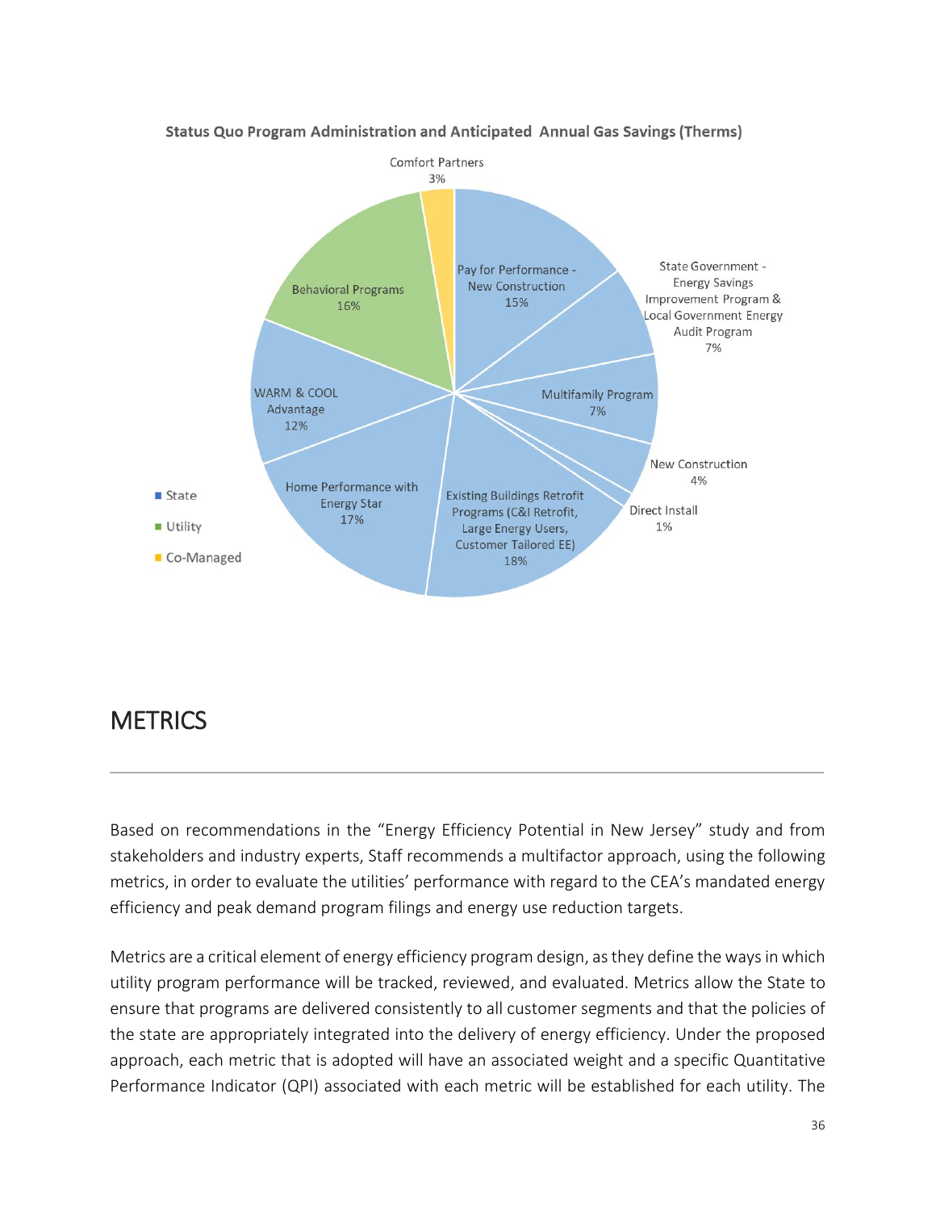**Status Quo Program Administration and Anticipated Annual Gas Savings (Therms)**

| Program | Share |
| --- | --- |
| Pay for Performance - New Construction | 15% |
| State Government - Energy Savings Improvement Program & Local Government Energy Audit Program | 7% |
| Multifamily Program | 7% |
| New Construction | 4% |
| Direct Install | 1% |
| Existing Buildings Retrofit Programs (C&I Retrofit, Large Energy Users, Customer Tailored EE) | 18% |
| Home Performance with Energy Star | 17% |
| WARM & COOL Advantage | 12% |
| Behavioral Programs | 16% |
| Comfort Partners | 3% |

Legend: State; Utility; Co-Managed

## METRICS

Based on recommendations in the "Energy Efficiency Potential in New Jersey" study and from stakeholders and industry experts, Staff recommends a multifactor approach, using the following metrics, in order to evaluate the utilities' performance with regard to the CEA's mandated energy efficiency and peak demand program filings and energy use reduction targets.

Metrics are a critical element of energy efficiency program design, as they define the ways in which utility program performance will be tracked, reviewed, and evaluated. Metrics allow the State to ensure that programs are delivered consistently to all customer segments and that the policies of the state are appropriately integrated into the delivery of energy efficiency. Under the proposed approach, each metric that is adopted will have an associated weight and a specific Quantitative Performance Indicator (QPI) associated with each metric will be established for each utility. The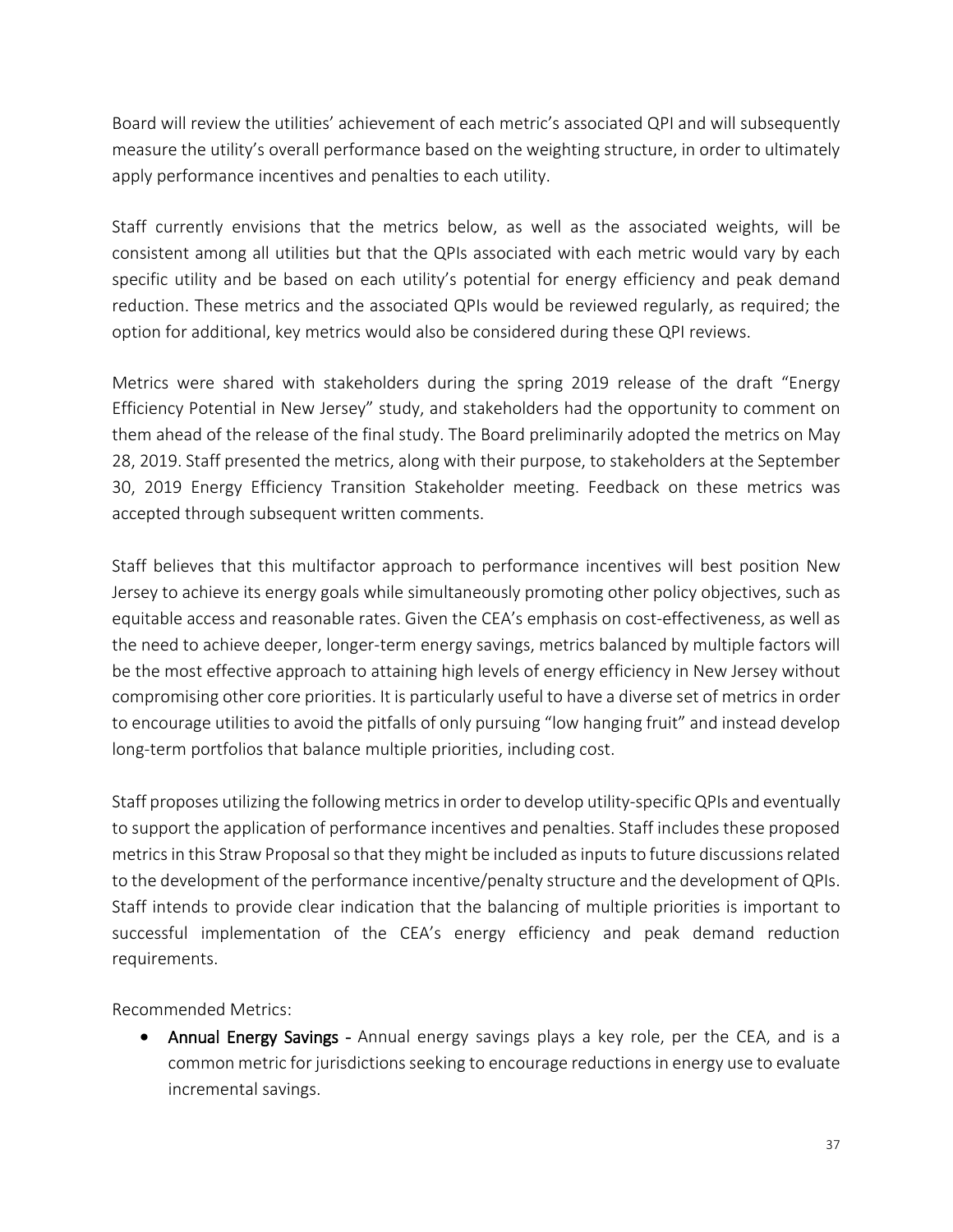Board will review the utilities' achievement of each metric's associated QPI and will subsequently measure the utility's overall performance based on the weighting structure, in order to ultimately apply performance incentives and penalties to each utility.

Staff currently envisions that the metrics below, as well as the associated weights, will be consistent among all utilities but that the QPIs associated with each metric would vary by each specific utility and be based on each utility's potential for energy efficiency and peak demand reduction. These metrics and the associated QPIs would be reviewed regularly, as required; the option for additional, key metrics would also be considered during these QPI reviews.

Metrics were shared with stakeholders during the spring 2019 release of the draft "Energy Efficiency Potential in New Jersey" study, and stakeholders had the opportunity to comment on them ahead of the release of the final study. The Board preliminarily adopted the metrics on May 28, 2019. Staff presented the metrics, along with their purpose, to stakeholders at the September 30, 2019 Energy Efficiency Transition Stakeholder meeting. Feedback on these metrics was accepted through subsequent written comments.

Staff believes that this multifactor approach to performance incentives will best position New Jersey to achieve its energy goals while simultaneously promoting other policy objectives, such as equitable access and reasonable rates. Given the CEA's emphasis on cost-effectiveness, as well as the need to achieve deeper, longer-term energy savings, metrics balanced by multiple factors will be the most effective approach to attaining high levels of energy efficiency in New Jersey without compromising other core priorities. It is particularly useful to have a diverse set of metrics in order to encourage utilities to avoid the pitfalls of only pursuing "low hanging fruit" and instead develop long-term portfolios that balance multiple priorities, including cost.

Staff proposes utilizing the following metrics in order to develop utility-specific QPIs and eventually to support the application of performance incentives and penalties. Staff includes these proposed metrics in this Straw Proposal so that they might be included as inputs to future discussions related to the development of the performance incentive/penalty structure and the development of QPIs. Staff intends to provide clear indication that the balancing of multiple priorities is important to successful implementation of the CEA's energy efficiency and peak demand reduction requirements.

Recommended Metrics:

- **Annual Energy Savings** - Annual energy savings plays a key role, per the CEA, and is a common metric for jurisdictions seeking to encourage reductions in energy use to evaluate incremental savings.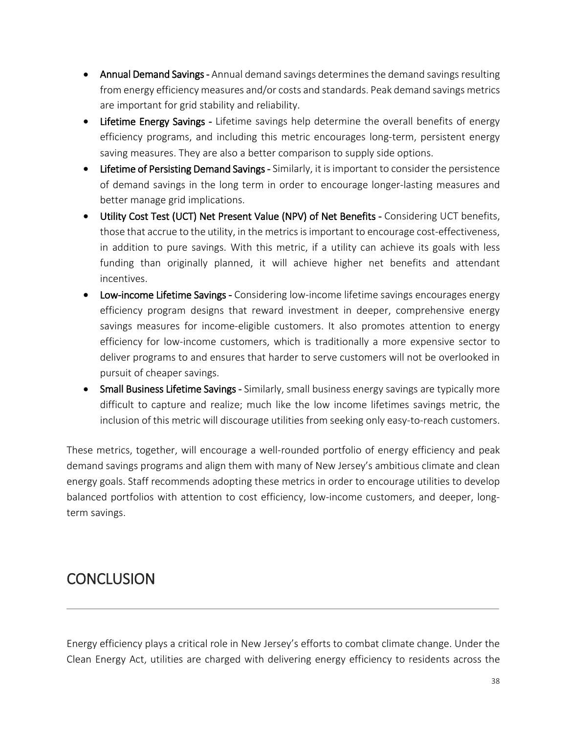- **Annual Demand Savings** - Annual demand savings determines the demand savings resulting from energy efficiency measures and/or costs and standards. Peak demand savings metrics are important for grid stability and reliability.
- **Lifetime Energy Savings** - Lifetime savings help determine the overall benefits of energy efficiency programs, and including this metric encourages long-term, persistent energy saving measures. They are also a better comparison to supply side options.
- **Lifetime of Persisting Demand Savings** - Similarly, it is important to consider the persistence of demand savings in the long term in order to encourage longer-lasting measures and better manage grid implications.
- **Utility Cost Test (UCT) Net Present Value (NPV) of Net Benefits** - Considering UCT benefits, those that accrue to the utility, in the metrics is important to encourage cost-effectiveness, in addition to pure savings. With this metric, if a utility can achieve its goals with less funding than originally planned, it will achieve higher net benefits and attendant incentives.
- **Low-income Lifetime Savings** - Considering low-income lifetime savings encourages energy efficiency program designs that reward investment in deeper, comprehensive energy savings measures for income-eligible customers. It also promotes attention to energy efficiency for low-income customers, which is traditionally a more expensive sector to deliver programs to and ensures that harder to serve customers will not be overlooked in pursuit of cheaper savings.
- **Small Business Lifetime Savings** - Similarly, small business energy savings are typically more difficult to capture and realize; much like the low income lifetimes savings metric, the inclusion of this metric will discourage utilities from seeking only easy-to-reach customers.

These metrics, together, will encourage a well-rounded portfolio of energy efficiency and peak demand savings programs and align them with many of New Jersey's ambitious climate and clean energy goals. Staff recommends adopting these metrics in order to encourage utilities to develop balanced portfolios with attention to cost efficiency, low-income customers, and deeper, long-term savings.

# CONCLUSION

Energy efficiency plays a critical role in New Jersey's efforts to combat climate change. Under the Clean Energy Act, utilities are charged with delivering energy efficiency to residents across the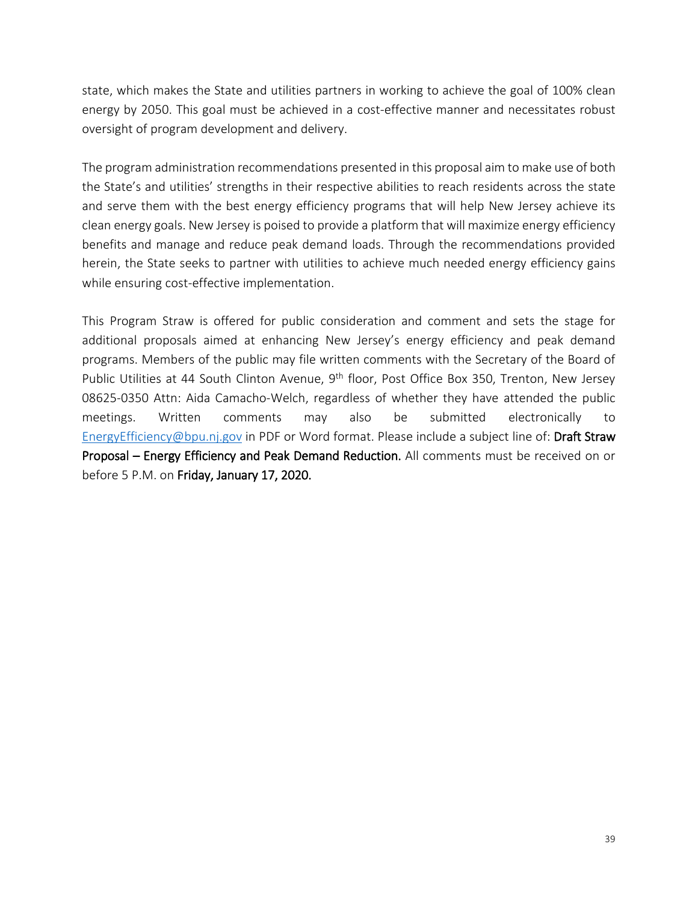state, which makes the State and utilities partners in working to achieve the goal of 100% clean energy by 2050. This goal must be achieved in a cost-effective manner and necessitates robust oversight of program development and delivery.

The program administration recommendations presented in this proposal aim to make use of both the State's and utilities' strengths in their respective abilities to reach residents across the state and serve them with the best energy efficiency programs that will help New Jersey achieve its clean energy goals. New Jersey is poised to provide a platform that will maximize energy efficiency benefits and manage and reduce peak demand loads. Through the recommendations provided herein, the State seeks to partner with utilities to achieve much needed energy efficiency gains while ensuring cost-effective implementation.

This Program Straw is offered for public consideration and comment and sets the stage for additional proposals aimed at enhancing New Jersey's energy efficiency and peak demand programs. Members of the public may file written comments with the Secretary of the Board of Public Utilities at 44 South Clinton Avenue, 9th floor, Post Office Box 350, Trenton, New Jersey 08625-0350 Attn: Aida Camacho-Welch, regardless of whether they have attended the public meetings. Written comments may also be submitted electronically to EnergyEfficiency@bpu.nj.gov in PDF or Word format. Please include a subject line of: **Draft Straw Proposal – Energy Efficiency and Peak Demand Reduction.** All comments must be received on or before 5 P.M. on **Friday, January 17, 2020.**